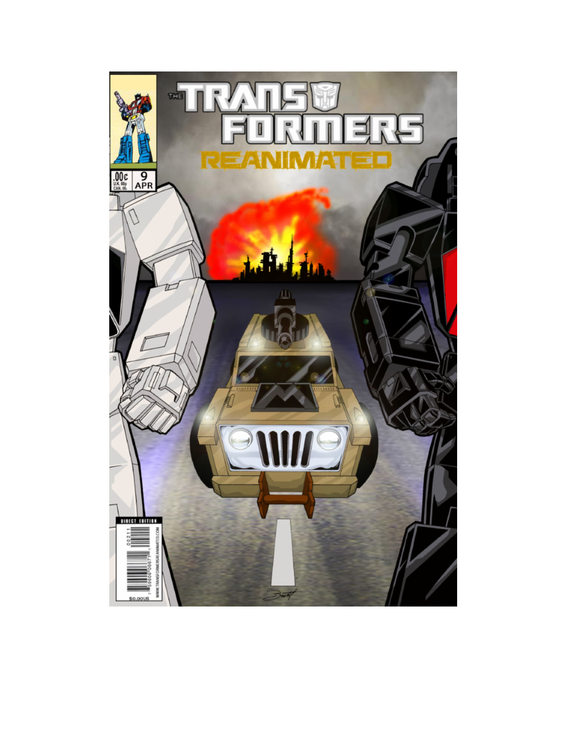THE TRANSFORMERS

REANIMATED

.00¢ U.K. 00p CAN. 00.

9 APR

DIRECT EDITION

WWW.TRANSFORMERSREANIMATED.COM

$0.00US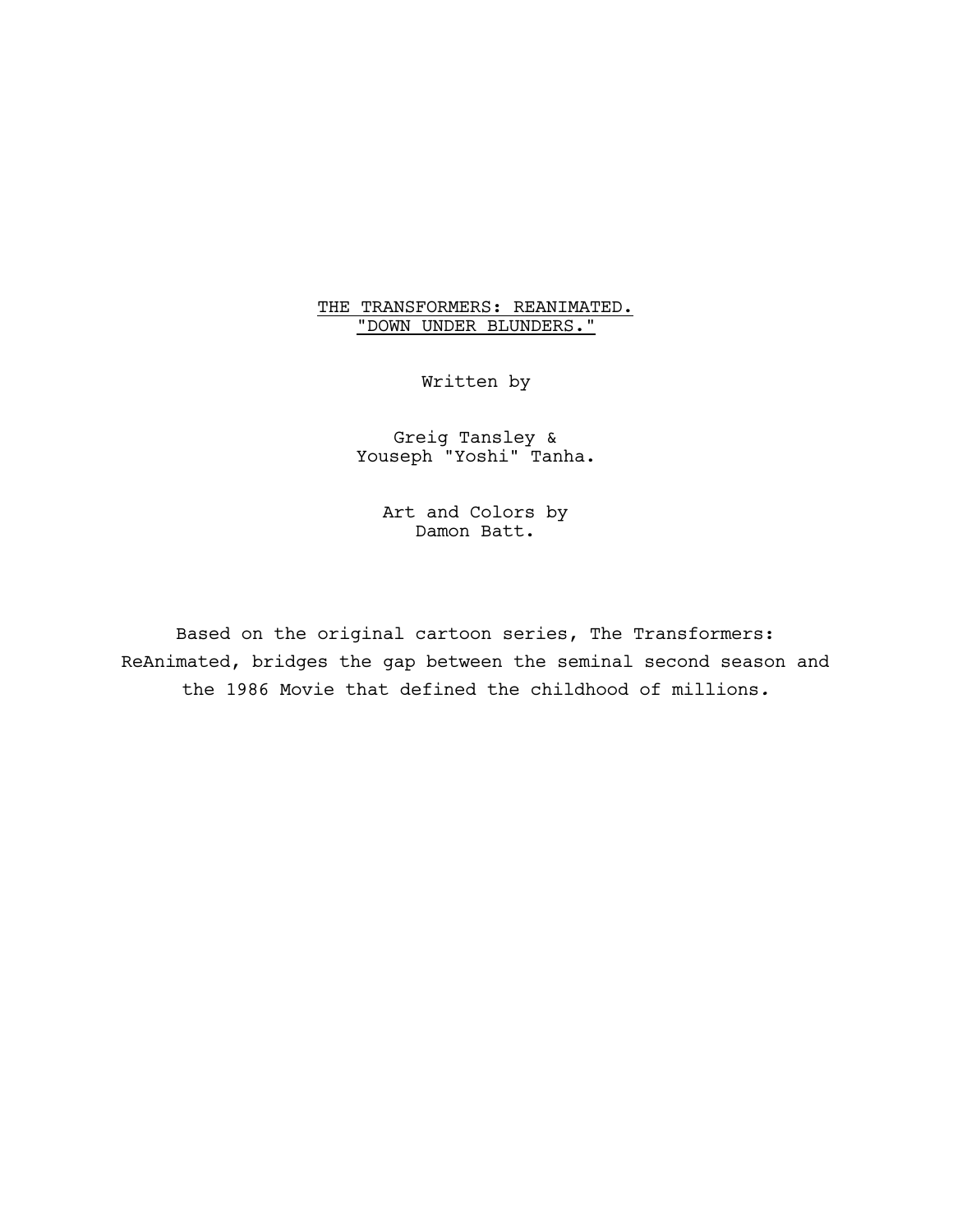# THE TRANSFORMERS: REANIMATED.
## "DOWN UNDER BLUNDERS."

Written by

Greig Tansley &
Youseph "Yoshi" Tanha.

Art and Colors by
Damon Batt.

Based on the original cartoon series, The Transformers: ReAnimated, bridges the gap between the seminal second season and the 1986 Movie that defined the childhood of millions.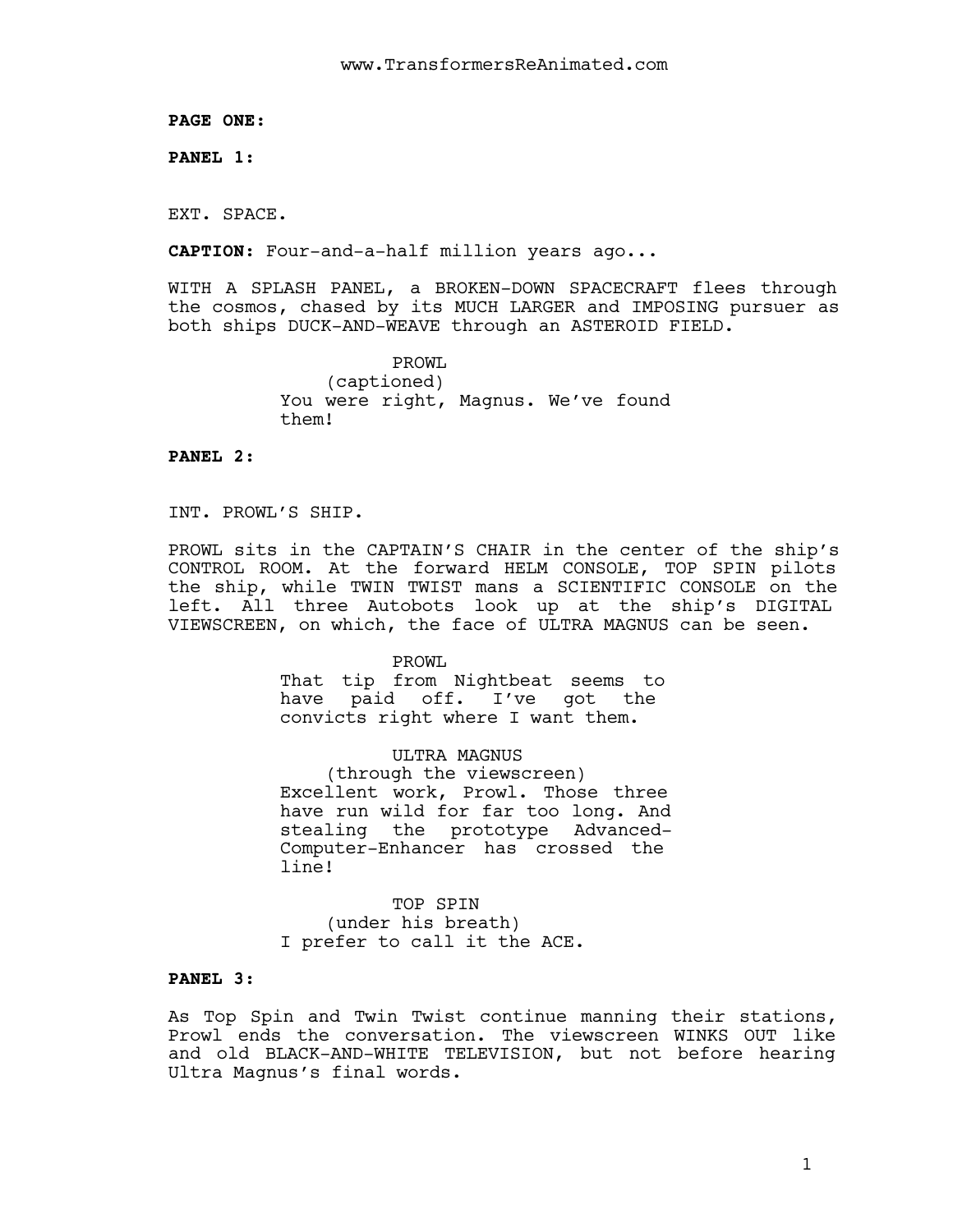**PAGE ONE:**

**PANEL 1:**

EXT. SPACE.

**CAPTION:** Four-and-a-half million years ago...

WITH A SPLASH PANEL, a BROKEN-DOWN SPACECRAFT flees through the cosmos, chased by its MUCH LARGER and IMPOSING pursuer as both ships DUCK-AND-WEAVE through an ASTEROID FIELD.

PROWL
(captioned)
You were right, Magnus. We've found them!

**PANEL 2:**

INT. PROWL'S SHIP.

PROWL sits in the CAPTAIN'S CHAIR in the center of the ship's CONTROL ROOM. At the forward HELM CONSOLE, TOP SPIN pilots the ship, while TWIN TWIST mans a SCIENTIFIC CONSOLE on the left. All three Autobots look up at the ship's DIGITAL VIEWSCREEN, on which, the face of ULTRA MAGNUS can be seen.

PROWL
That tip from Nightbeat seems to have paid off. I've got the convicts right where I want them.

ULTRA MAGNUS
(through the viewscreen)
Excellent work, Prowl. Those three have run wild for far too long. And stealing the prototype Advanced-Computer-Enhancer has crossed the line!

TOP SPIN
(under his breath)
I prefer to call it the ACE.

**PANEL 3:**

As Top Spin and Twin Twist continue manning their stations, Prowl ends the conversation. The viewscreen WINKS OUT like and old BLACK-AND-WHITE TELEVISION, but not before hearing Ultra Magnus's final words.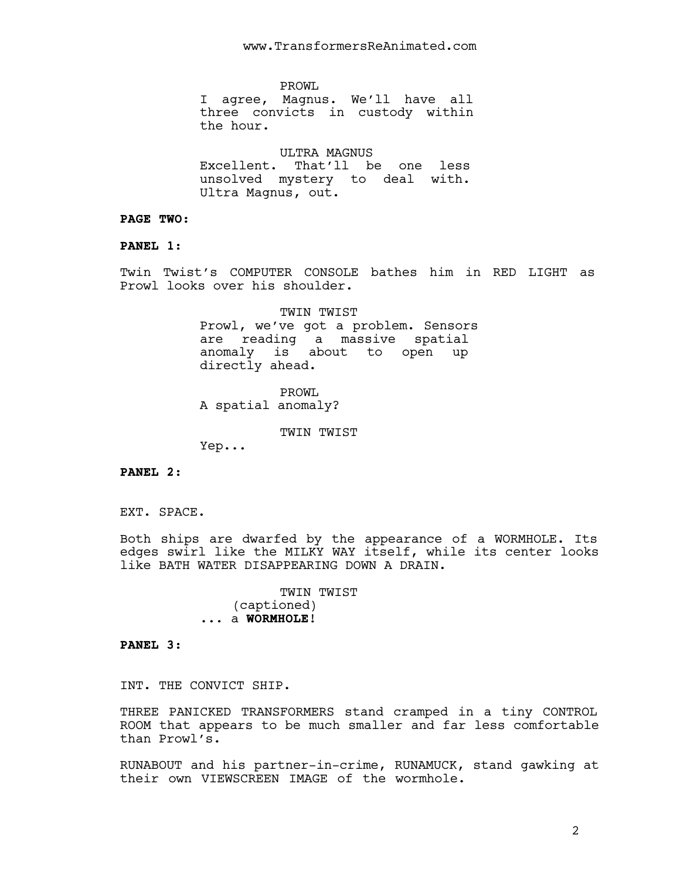PROWL
I agree, Magnus. We'll have all three convicts in custody within the hour.

ULTRA MAGNUS
Excellent. That'll be one less unsolved mystery to deal with. Ultra Magnus, out.

**PAGE TWO:**

**PANEL 1:**

Twin Twist's COMPUTER CONSOLE bathes him in RED LIGHT as Prowl looks over his shoulder.

TWIN TWIST
Prowl, we've got a problem. Sensors are reading a massive spatial anomaly is about to open up directly ahead.

PROWL
A spatial anomaly?

TWIN TWIST
Yep...

**PANEL 2:**

EXT. SPACE.

Both ships are dwarfed by the appearance of a WORMHOLE. Its edges swirl like the MILKY WAY itself, while its center looks like BATH WATER DISAPPEARING DOWN A DRAIN.

TWIN TWIST
(captioned)
... a **WORMHOLE!**

**PANEL 3:**

INT. THE CONVICT SHIP.

THREE PANICKED TRANSFORMERS stand cramped in a tiny CONTROL ROOM that appears to be much smaller and far less comfortable than Prowl's.

RUNABOUT and his partner-in-crime, RUNAMUCK, stand gawking at their own VIEWSCREEN IMAGE of the wormhole.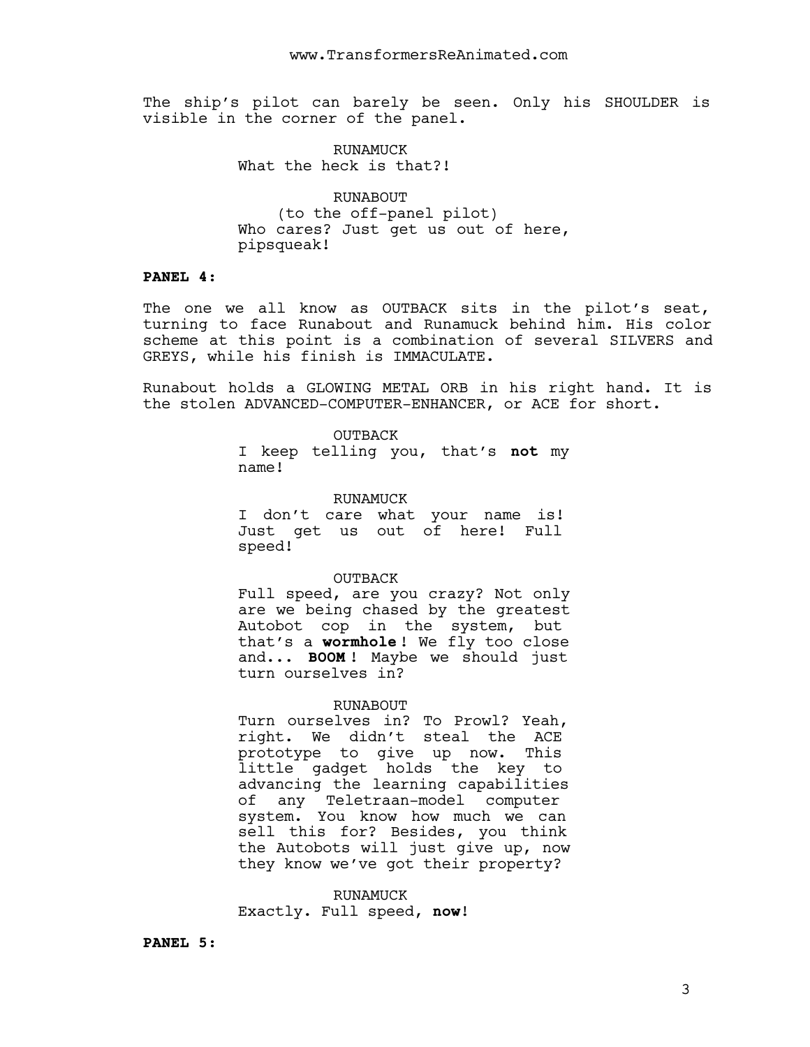The ship's pilot can barely be seen. Only his SHOULDER is visible in the corner of the panel.

RUNAMUCK
What the heck is that?!

RUNABOUT
(to the off-panel pilot)
Who cares? Just get us out of here, pipsqueak!

**PANEL 4:**

The one we all know as OUTBACK sits in the pilot's seat, turning to face Runabout and Runamuck behind him. His color scheme at this point is a combination of several SILVERS and GREYS, while his finish is IMMACULATE.

Runabout holds a GLOWING METAL ORB in his right hand. It is the stolen ADVANCED-COMPUTER-ENHANCER, or ACE for short.

OUTBACK
I keep telling you, that's **not** my name!

RUNAMUCK
I don't care what your name is! Just get us out of here! Full speed!

OUTBACK
Full speed, are you crazy? Not only are we being chased by the greatest Autobot cop in the system, but that's a **wormhole**! We fly too close and... **BOOM**! Maybe we should just turn ourselves in?

RUNABOUT
Turn ourselves in? To Prowl? Yeah, right. We didn't steal the ACE prototype to give up now. This little gadget holds the key to advancing the learning capabilities of any Teletraan-model computer system. You know how much we can sell this for? Besides, you think the Autobots will just give up, now they know we've got their property?

RUNAMUCK
Exactly. Full speed, **now**!

**PANEL 5:**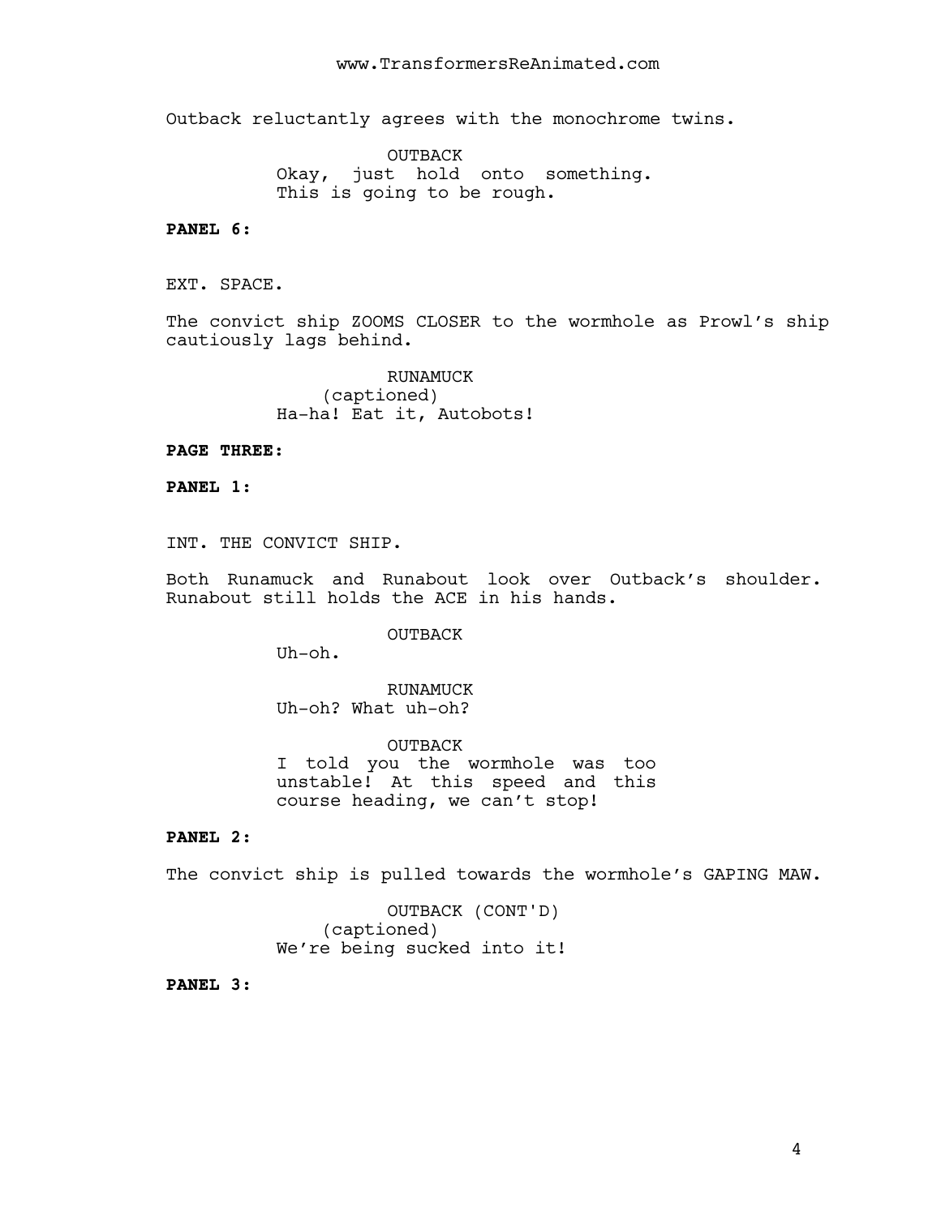Outback reluctantly agrees with the monochrome twins.

OUTBACK
Okay, just hold onto something. This is going to be rough.

**PANEL 6:**

EXT. SPACE.

The convict ship ZOOMS CLOSER to the wormhole as Prowl's ship cautiously lags behind.

RUNAMUCK
(captioned)
Ha-ha! Eat it, Autobots!

**PAGE THREE:**

**PANEL 1:**

INT. THE CONVICT SHIP.

Both Runamuck and Runabout look over Outback's shoulder. Runabout still holds the ACE in his hands.

OUTBACK
Uh-oh.

RUNAMUCK
Uh-oh? What uh-oh?

OUTBACK
I told you the wormhole was too unstable! At this speed and this course heading, we can't stop!

**PANEL 2:**

The convict ship is pulled towards the wormhole's GAPING MAW.

OUTBACK (CONT'D)
(captioned)
We're being sucked into it!

**PANEL 3:**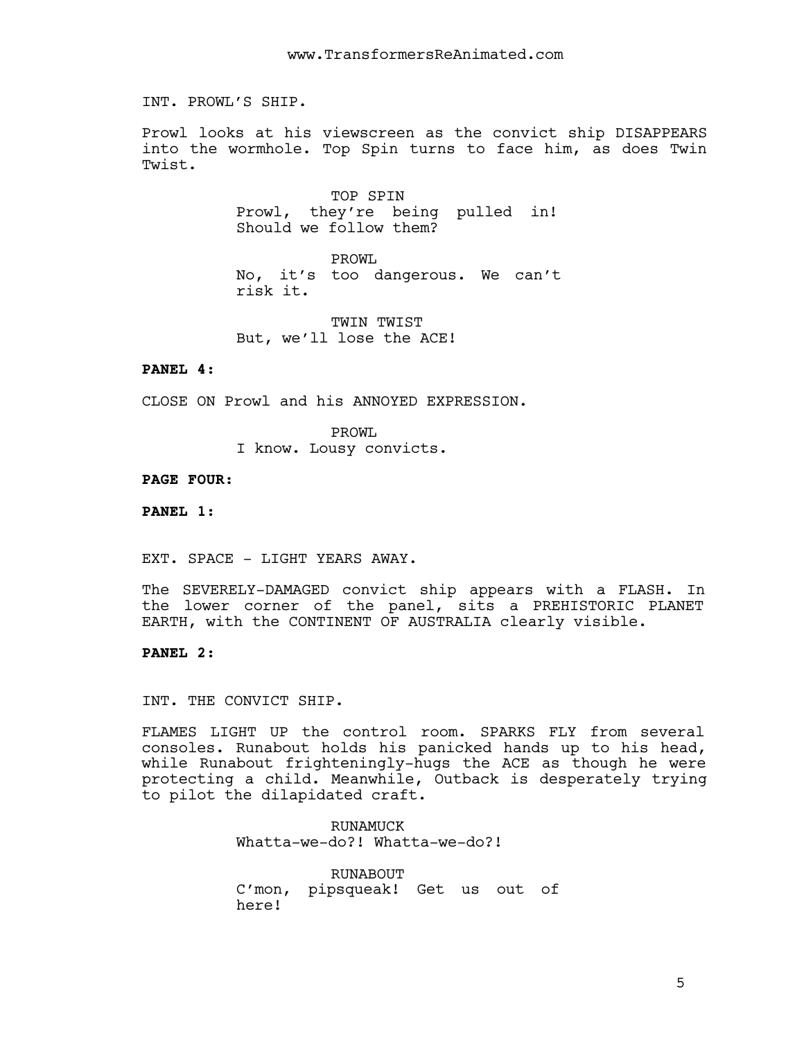INT. PROWL'S SHIP.

Prowl looks at his viewscreen as the convict ship DISAPPEARS into the wormhole. Top Spin turns to face him, as does Twin Twist.

TOP SPIN
Prowl, they're being pulled in! Should we follow them?

PROWL
No, it's too dangerous. We can't risk it.

TWIN TWIST
But, we'll lose the ACE!

**PANEL 4:**

CLOSE ON Prowl and his ANNOYED EXPRESSION.

PROWL
I know. Lousy convicts.

**PAGE FOUR:**

**PANEL 1:**

EXT. SPACE - LIGHT YEARS AWAY.

The SEVERELY-DAMAGED convict ship appears with a FLASH. In the lower corner of the panel, sits a PREHISTORIC PLANET EARTH, with the CONTINENT OF AUSTRALIA clearly visible.

**PANEL 2:**

INT. THE CONVICT SHIP.

FLAMES LIGHT UP the control room. SPARKS FLY from several consoles. Runabout holds his panicked hands up to his head, while Runabout frighteningly-hugs the ACE as though he were protecting a child. Meanwhile, Outback is desperately trying to pilot the dilapidated craft.

RUNAMUCK
Whatta-we-do?! Whatta-we-do?!

RUNABOUT
C'mon, pipsqueak! Get us out of here!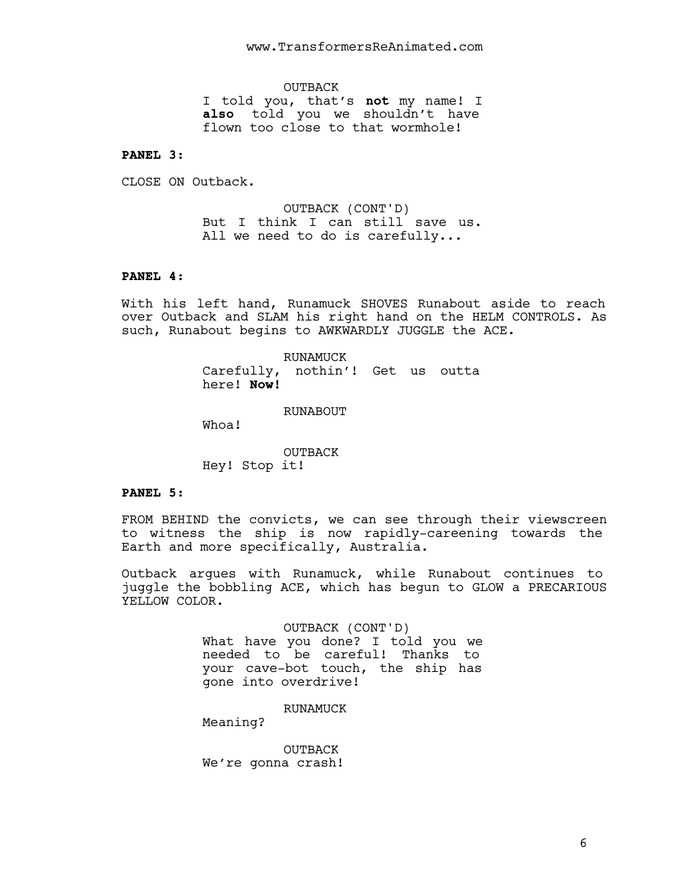OUTBACK
I told you, that's **not** my name! I **also** told you we shouldn't have flown too close to that wormhole!

**PANEL 3:**

CLOSE ON Outback.

OUTBACK (CONT'D)
But I think I can still save us. All we need to do is carefully...

**PANEL 4:**

With his left hand, Runamuck SHOVES Runabout aside to reach over Outback and SLAM his right hand on the HELM CONTROLS. As such, Runabout begins to AWKWARDLY JUGGLE the ACE.

RUNAMUCK
Carefully, nothin'! Get us outta here! **Now!**

RUNABOUT
Whoa!

OUTBACK
Hey! Stop it!

**PANEL 5:**

FROM BEHIND the convicts, we can see through their viewscreen to witness the ship is now rapidly-careening towards the Earth and more specifically, Australia.

Outback argues with Runamuck, while Runabout continues to juggle the bobbling ACE, which has begun to GLOW a PRECARIOUS YELLOW COLOR.

OUTBACK (CONT'D)
What have you done? I told you we needed to be careful! Thanks to your cave-bot touch, the ship has gone into overdrive!

RUNAMUCK
Meaning?

OUTBACK
We're gonna crash!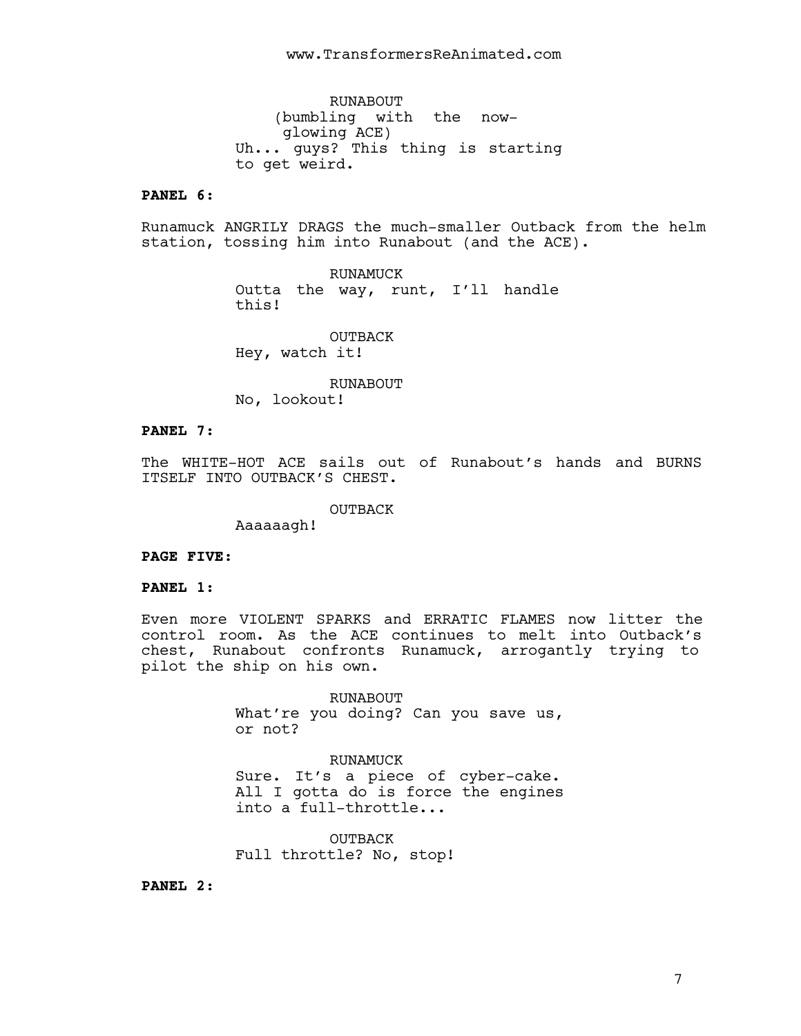RUNABOUT
(bumbling with the now-glowing ACE)
Uh... guys? This thing is starting to get weird.

**PANEL 6:**

Runamuck ANGRILY DRAGS the much-smaller Outback from the helm station, tossing him into Runabout (and the ACE).

RUNAMUCK
Outta the way, runt, I'll handle this!

OUTBACK
Hey, watch it!

RUNABOUT
No, lookout!

**PANEL 7:**

The WHITE-HOT ACE sails out of Runabout's hands and BURNS ITSELF INTO OUTBACK'S CHEST.

OUTBACK
Aaaaaagh!

**PAGE FIVE:**

**PANEL 1:**

Even more VIOLENT SPARKS and ERRATIC FLAMES now litter the control room. As the ACE continues to melt into Outback's chest, Runabout confronts Runamuck, arrogantly trying to pilot the ship on his own.

RUNABOUT
What're you doing? Can you save us, or not?

RUNAMUCK
Sure. It's a piece of cyber-cake. All I gotta do is force the engines into a full-throttle...

OUTBACK
Full throttle? No, stop!

**PANEL 2:**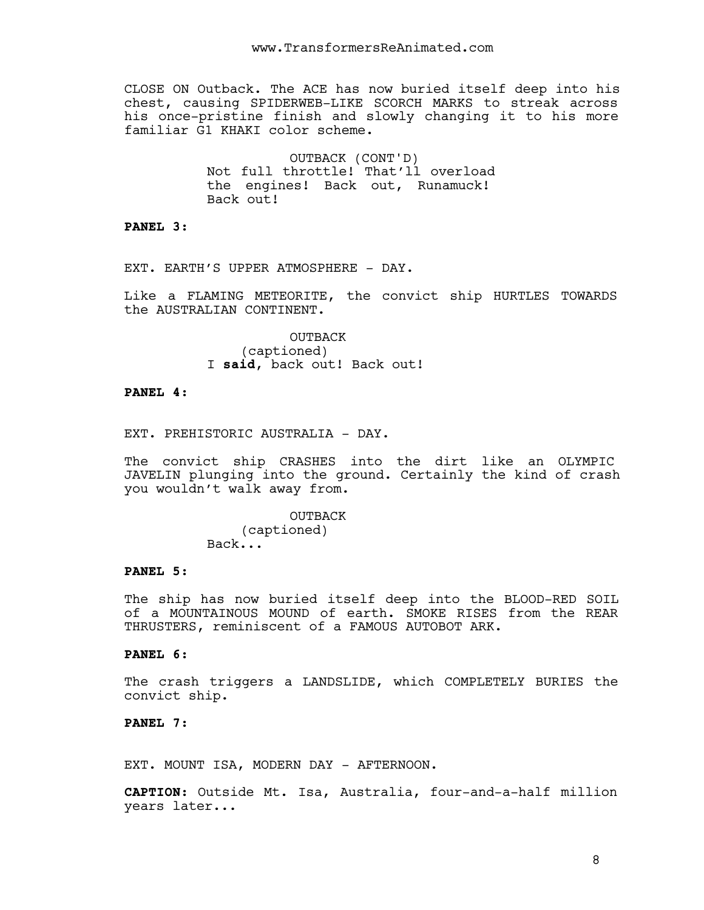CLOSE ON Outback. The ACE has now buried itself deep into his chest, causing SPIDERWEB-LIKE SCORCH MARKS to streak across his once-pristine finish and slowly changing it to his more familiar G1 KHAKI color scheme.

OUTBACK (CONT'D)
Not full throttle! That'll overload the engines! Back out, Runamuck! Back out!

**PANEL 3:**

EXT. EARTH'S UPPER ATMOSPHERE - DAY.

Like a FLAMING METEORITE, the convict ship HURTLES TOWARDS the AUSTRALIAN CONTINENT.

OUTBACK
(captioned)
I **said**, back out! Back out!

**PANEL 4:**

EXT. PREHISTORIC AUSTRALIA - DAY.

The convict ship CRASHES into the dirt like an OLYMPIC JAVELIN plunging into the ground. Certainly the kind of crash you wouldn't walk away from.

OUTBACK
(captioned)
Back...

**PANEL 5:**

The ship has now buried itself deep into the BLOOD-RED SOIL of a MOUNTAINOUS MOUND of earth. SMOKE RISES from the REAR THRUSTERS, reminiscent of a FAMOUS AUTOBOT ARK.

**PANEL 6:**

The crash triggers a LANDSLIDE, which COMPLETELY BURIES the convict ship.

**PANEL 7:**

EXT. MOUNT ISA, MODERN DAY - AFTERNOON.

**CAPTION:** Outside Mt. Isa, Australia, four-and-a-half million years later...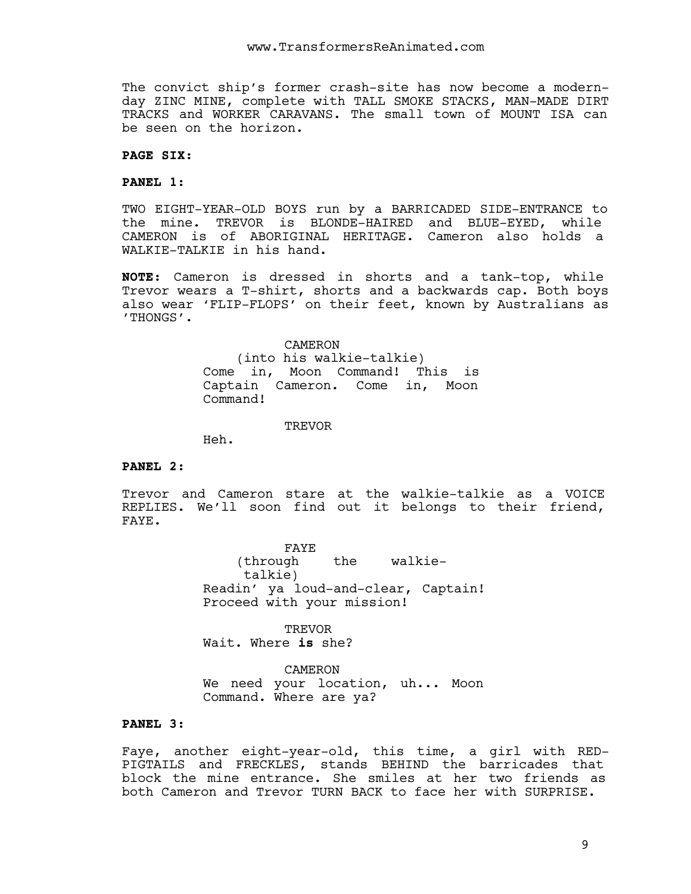The convict ship's former crash-site has now become a modern-day ZINC MINE, complete with TALL SMOKE STACKS, MAN-MADE DIRT TRACKS and WORKER CARAVANS. The small town of MOUNT ISA can be seen on the horizon.

**PAGE SIX:**

**PANEL 1:**

TWO EIGHT-YEAR-OLD BOYS run by a BARRICADED SIDE-ENTRANCE to the mine. TREVOR is BLONDE-HAIRED and BLUE-EYED, while CAMERON is of ABORIGINAL HERITAGE. Cameron also holds a WALKIE-TALKIE in his hand.

**NOTE:** Cameron is dressed in shorts and a tank-top, while Trevor wears a T-shirt, shorts and a backwards cap. Both boys also wear 'FLIP-FLOPS' on their feet, known by Australians as 'THONGS'.

CAMERON
(into his walkie-talkie)
Come in, Moon Command! This is Captain Cameron. Come in, Moon Command!

TREVOR
Heh.

**PANEL 2:**

Trevor and Cameron stare at the walkie-talkie as a VOICE REPLIES. We'll soon find out it belongs to their friend, FAYE.

FAYE
(through the walkie-talkie)
Readin' ya loud-and-clear, Captain! Proceed with your mission!

TREVOR
Wait. Where **is** she?

CAMERON
We need your location, uh... Moon Command. Where are ya?

**PANEL 3:**

Faye, another eight-year-old, this time, a girl with RED-PIGTAILS and FRECKLES, stands BEHIND the barricades that block the mine entrance. She smiles at her two friends as both Cameron and Trevor TURN BACK to face her with SURPRISE.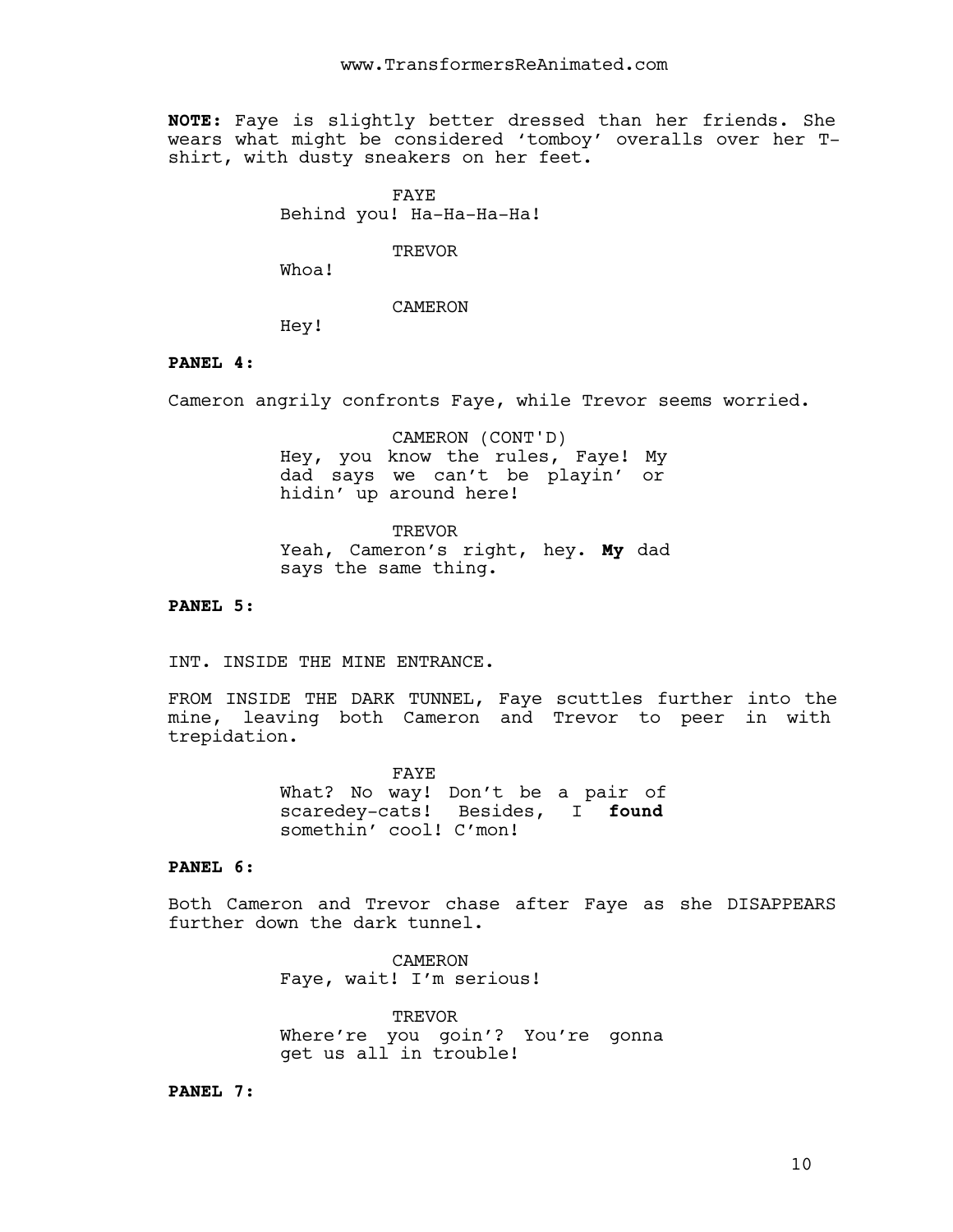**NOTE:** Faye is slightly better dressed than her friends. She wears what might be considered 'tomboy' overalls over her T-shirt, with dusty sneakers on her feet.

FAYE
Behind you! Ha-Ha-Ha-Ha!

TREVOR
Whoa!

CAMERON
Hey!

**PANEL 4:**

Cameron angrily confronts Faye, while Trevor seems worried.

CAMERON (CONT'D)
Hey, you know the rules, Faye! My dad says we can't be playin' or hidin' up around here!

TREVOR
Yeah, Cameron's right, hey. **My** dad says the same thing.

**PANEL 5:**

INT. INSIDE THE MINE ENTRANCE.

FROM INSIDE THE DARK TUNNEL, Faye scuttles further into the mine, leaving both Cameron and Trevor to peer in with trepidation.

FAYE
What? No way! Don't be a pair of scaredey-cats! Besides, I **found** somethin' cool! C'mon!

**PANEL 6:**

Both Cameron and Trevor chase after Faye as she DISAPPEARS further down the dark tunnel.

CAMERON
Faye, wait! I'm serious!

TREVOR
Where're you goin'? You're gonna get us all in trouble!

**PANEL 7:**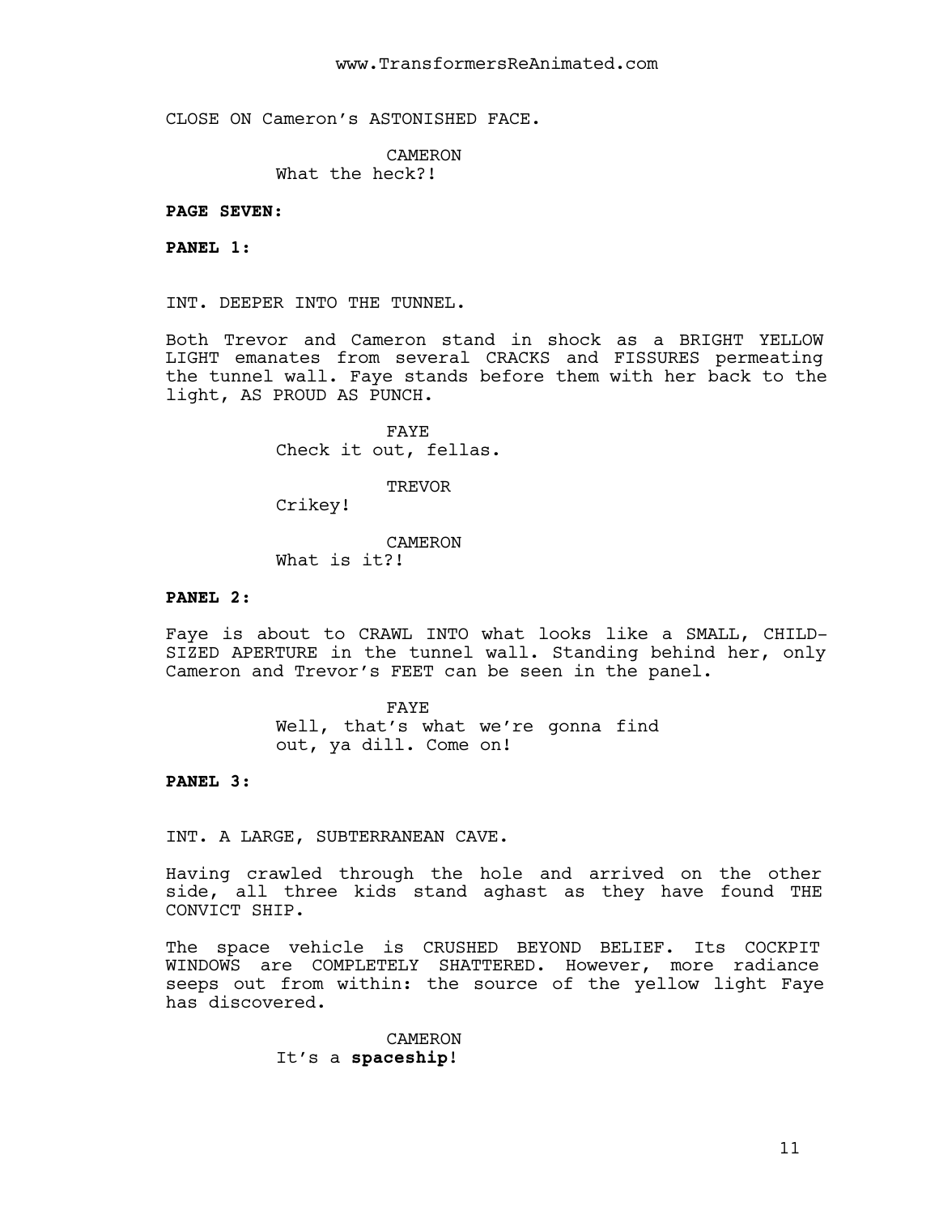CLOSE ON Cameron's ASTONISHED FACE.

CAMERON
What the heck?!

**PAGE SEVEN:**

**PANEL 1:**

INT. DEEPER INTO THE TUNNEL.

Both Trevor and Cameron stand in shock as a BRIGHT YELLOW LIGHT emanates from several CRACKS and FISSURES permeating the tunnel wall. Faye stands before them with her back to the light, AS PROUD AS PUNCH.

FAYE
Check it out, fellas.

TREVOR
Crikey!

CAMERON
What is it?!

**PANEL 2:**

Faye is about to CRAWL INTO what looks like a SMALL, CHILD-SIZED APERTURE in the tunnel wall. Standing behind her, only Cameron and Trevor's FEET can be seen in the panel.

FAYE
Well, that's what we're gonna find out, ya dill. Come on!

**PANEL 3:**

INT. A LARGE, SUBTERRANEAN CAVE.

Having crawled through the hole and arrived on the other side, all three kids stand aghast as they have found THE CONVICT SHIP.

The space vehicle is CRUSHED BEYOND BELIEF. Its COCKPIT WINDOWS are COMPLETELY SHATTERED. However, more radiance seeps out from within: the source of the yellow light Faye has discovered.

CAMERON
It's a **spaceship**!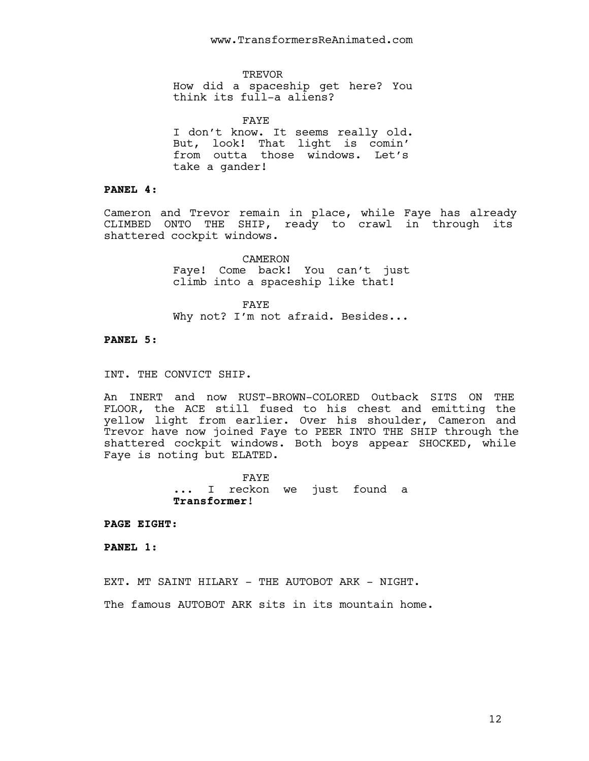TREVOR
How did a spaceship get here? You think its full-a aliens?

FAYE
I don't know. It seems really old. But, look! That light is comin' from outta those windows. Let's take a gander!

**PANEL 4:**

Cameron and Trevor remain in place, while Faye has already CLIMBED ONTO THE SHIP, ready to crawl in through its shattered cockpit windows.

CAMERON
Faye! Come back! You can't just climb into a spaceship like that!

FAYE
Why not? I'm not afraid. Besides...

**PANEL 5:**

INT. THE CONVICT SHIP.

An INERT and now RUST-BROWN-COLORED Outback SITS ON THE FLOOR, the ACE still fused to his chest and emitting the yellow light from earlier. Over his shoulder, Cameron and Trevor have now joined Faye to PEER INTO THE SHIP through the shattered cockpit windows. Both boys appear SHOCKED, while Faye is noting but ELATED.

FAYE
... I reckon we just found a **Transformer!**

**PAGE EIGHT:**

**PANEL 1:**

EXT. MT SAINT HILARY - THE AUTOBOT ARK - NIGHT.

The famous AUTOBOT ARK sits in its mountain home.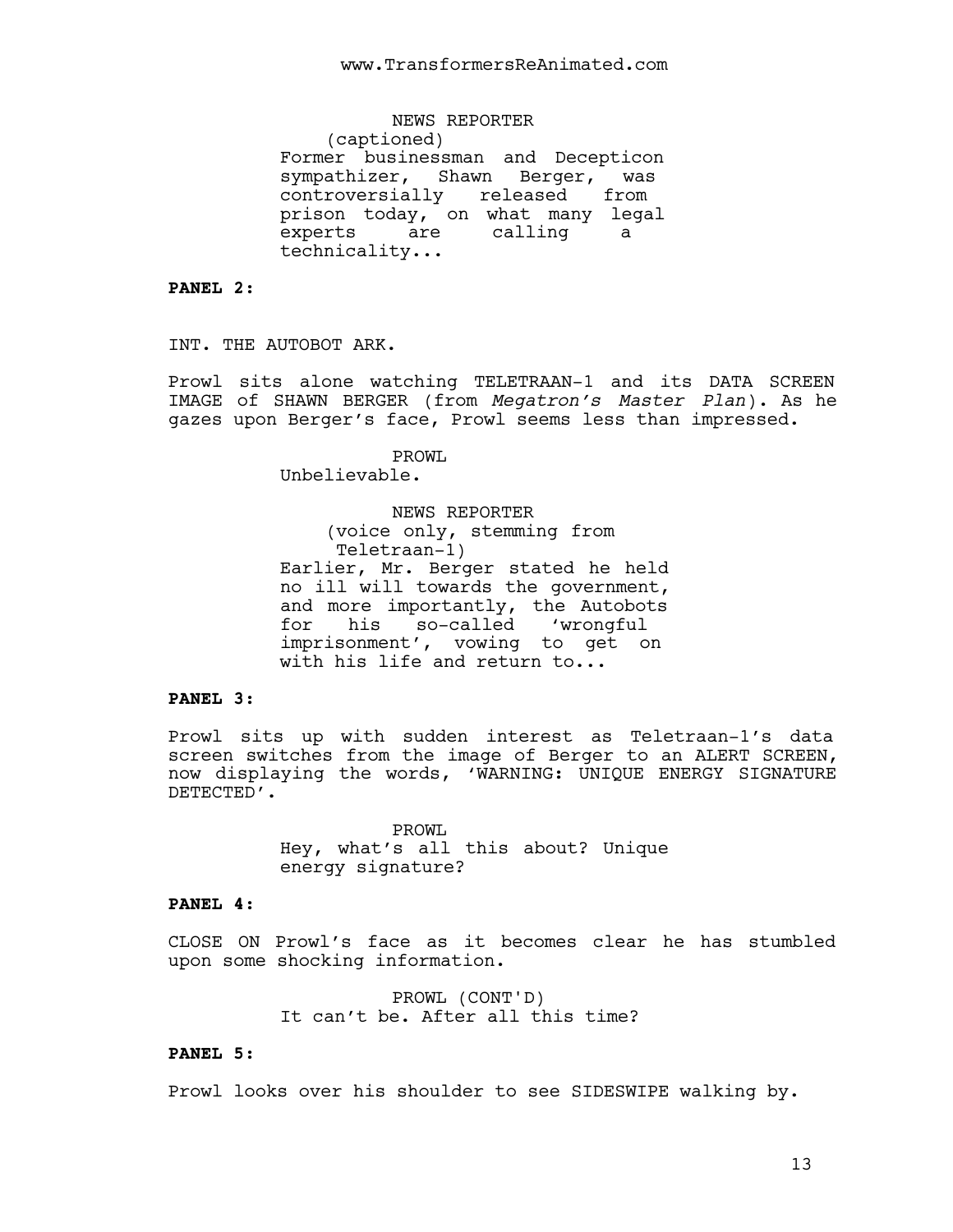NEWS REPORTER
(captioned)
Former businessman and Decepticon sympathizer, Shawn Berger, was controversially released from prison today, on what many legal experts are calling a technicality...

**PANEL 2:**

INT. THE AUTOBOT ARK.

Prowl sits alone watching TELETRAAN-1 and its DATA SCREEN IMAGE of SHAWN BERGER (from *Megatron's Master Plan*). As he gazes upon Berger's face, Prowl seems less than impressed.

PROWL
Unbelievable.

NEWS REPORTER
(voice only, stemming from Teletraan-1)
Earlier, Mr. Berger stated he held no ill will towards the government, and more importantly, the Autobots for his so-called 'wrongful imprisonment', vowing to get on with his life and return to...

**PANEL 3:**

Prowl sits up with sudden interest as Teletraan-1's data screen switches from the image of Berger to an ALERT SCREEN, now displaying the words, 'WARNING: UNIQUE ENERGY SIGNATURE DETECTED'.

PROWL
Hey, what's all this about? Unique energy signature?

**PANEL 4:**

CLOSE ON Prowl's face as it becomes clear he has stumbled upon some shocking information.

PROWL (CONT'D)
It can't be. After all this time?

**PANEL 5:**

Prowl looks over his shoulder to see SIDESWIPE walking by.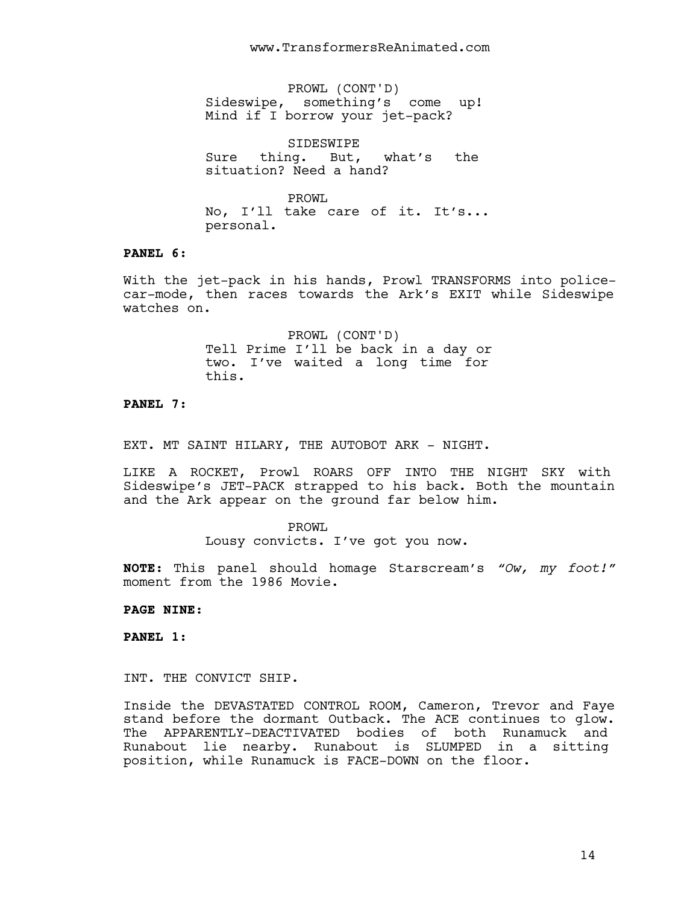PROWL (CONT'D)
Sideswipe, something's come up! Mind if I borrow your jet-pack?

SIDESWIPE
Sure thing. But, what's the situation? Need a hand?

PROWL
No, I'll take care of it. It's... personal.

**PANEL 6:**

With the jet-pack in his hands, Prowl TRANSFORMS into police-car-mode, then races towards the Ark's EXIT while Sideswipe watches on.

PROWL (CONT'D)
Tell Prime I'll be back in a day or two. I've waited a long time for this.

**PANEL 7:**

EXT. MT SAINT HILARY, THE AUTOBOT ARK - NIGHT.

LIKE A ROCKET, Prowl ROARS OFF INTO THE NIGHT SKY with Sideswipe's JET-PACK strapped to his back. Both the mountain and the Ark appear on the ground far below him.

PROWL
Lousy convicts. I've got you now.

**NOTE:** This panel should homage Starscream's *"Ow, my foot!"* moment from the 1986 Movie.

**PAGE NINE:**

**PANEL 1:**

INT. THE CONVICT SHIP.

Inside the DEVASTATED CONTROL ROOM, Cameron, Trevor and Faye stand before the dormant Outback. The ACE continues to glow. The APPARENTLY-DEACTIVATED bodies of both Runamuck and Runabout lie nearby. Runabout is SLUMPED in a sitting position, while Runamuck is FACE-DOWN on the floor.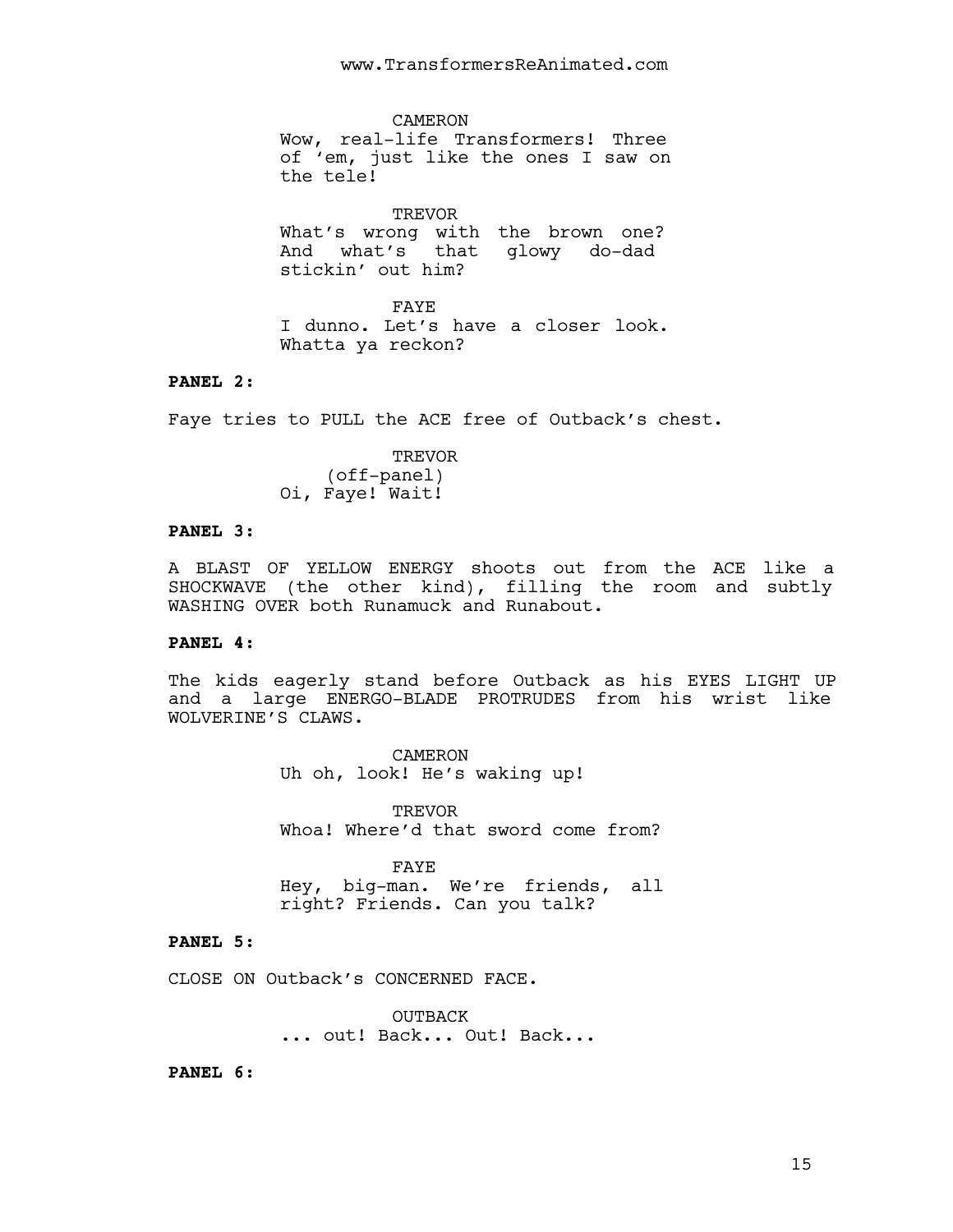CAMERON
Wow, real-life Transformers! Three of 'em, just like the ones I saw on the tele!

TREVOR
What's wrong with the brown one? And what's that glowy do-dad stickin' out him?

FAYE
I dunno. Let's have a closer look. Whatta ya reckon?

**PANEL 2:**

Faye tries to PULL the ACE free of Outback's chest.

TREVOR
(off-panel)
Oi, Faye! Wait!

**PANEL 3:**

A BLAST OF YELLOW ENERGY shoots out from the ACE like a SHOCKWAVE (the other kind), filling the room and subtly WASHING OVER both Runamuck and Runabout.

**PANEL 4:**

The kids eagerly stand before Outback as his EYES LIGHT UP and a large ENERGO-BLADE PROTRUDES from his wrist like WOLVERINE'S CLAWS.

CAMERON
Uh oh, look! He's waking up!

TREVOR
Whoa! Where'd that sword come from?

FAYE
Hey, big-man. We're friends, all right? Friends. Can you talk?

**PANEL 5:**

CLOSE ON Outback's CONCERNED FACE.

OUTBACK
... out! Back... Out! Back...

**PANEL 6:**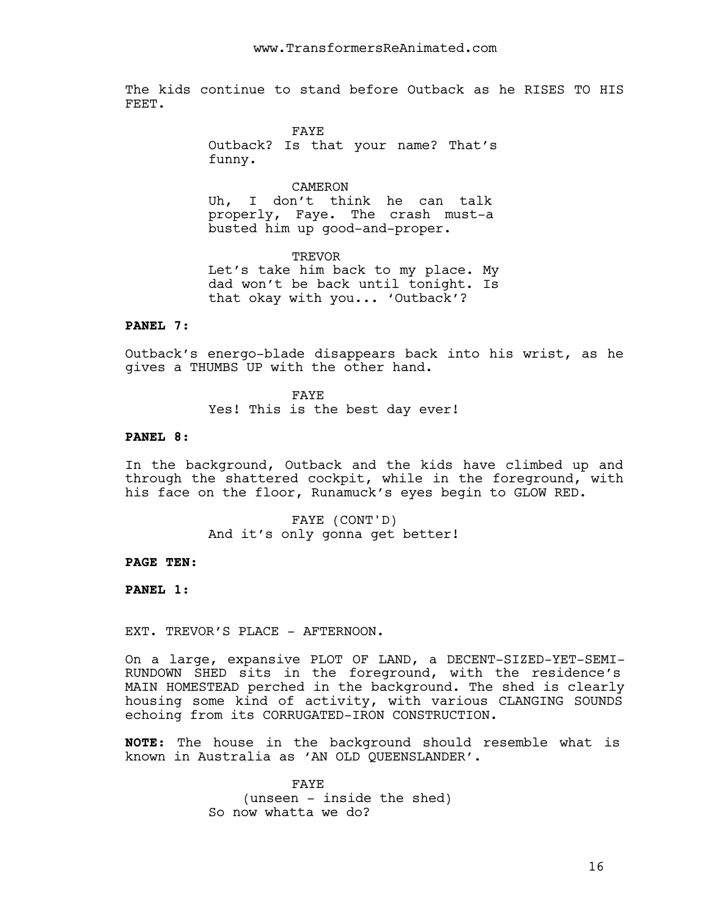The kids continue to stand before Outback as he RISES TO HIS FEET.

FAYE
Outback? Is that your name? That's funny.

CAMERON
Uh, I don't think he can talk properly, Faye. The crash must-a busted him up good-and-proper.

TREVOR
Let's take him back to my place. My dad won't be back until tonight. Is that okay with you... 'Outback'?

**PANEL 7:**

Outback's energo-blade disappears back into his wrist, as he gives a THUMBS UP with the other hand.

FAYE
Yes! This is the best day ever!

**PANEL 8:**

In the background, Outback and the kids have climbed up and through the shattered cockpit, while in the foreground, with his face on the floor, Runamuck's eyes begin to GLOW RED.

FAYE (CONT'D)
And it's only gonna get better!

**PAGE TEN:**

**PANEL 1:**

EXT. TREVOR'S PLACE - AFTERNOON.

On a large, expansive PLOT OF LAND, a DECENT-SIZED-YET-SEMI-RUNDOWN SHED sits in the foreground, with the residence's MAIN HOMESTEAD perched in the background. The shed is clearly housing some kind of activity, with various CLANGING SOUNDS echoing from its CORRUGATED-IRON CONSTRUCTION.

**NOTE:** The house in the background should resemble what is known in Australia as 'AN OLD QUEENSLANDER'.

FAYE
(unseen - inside the shed)
So now whatta we do?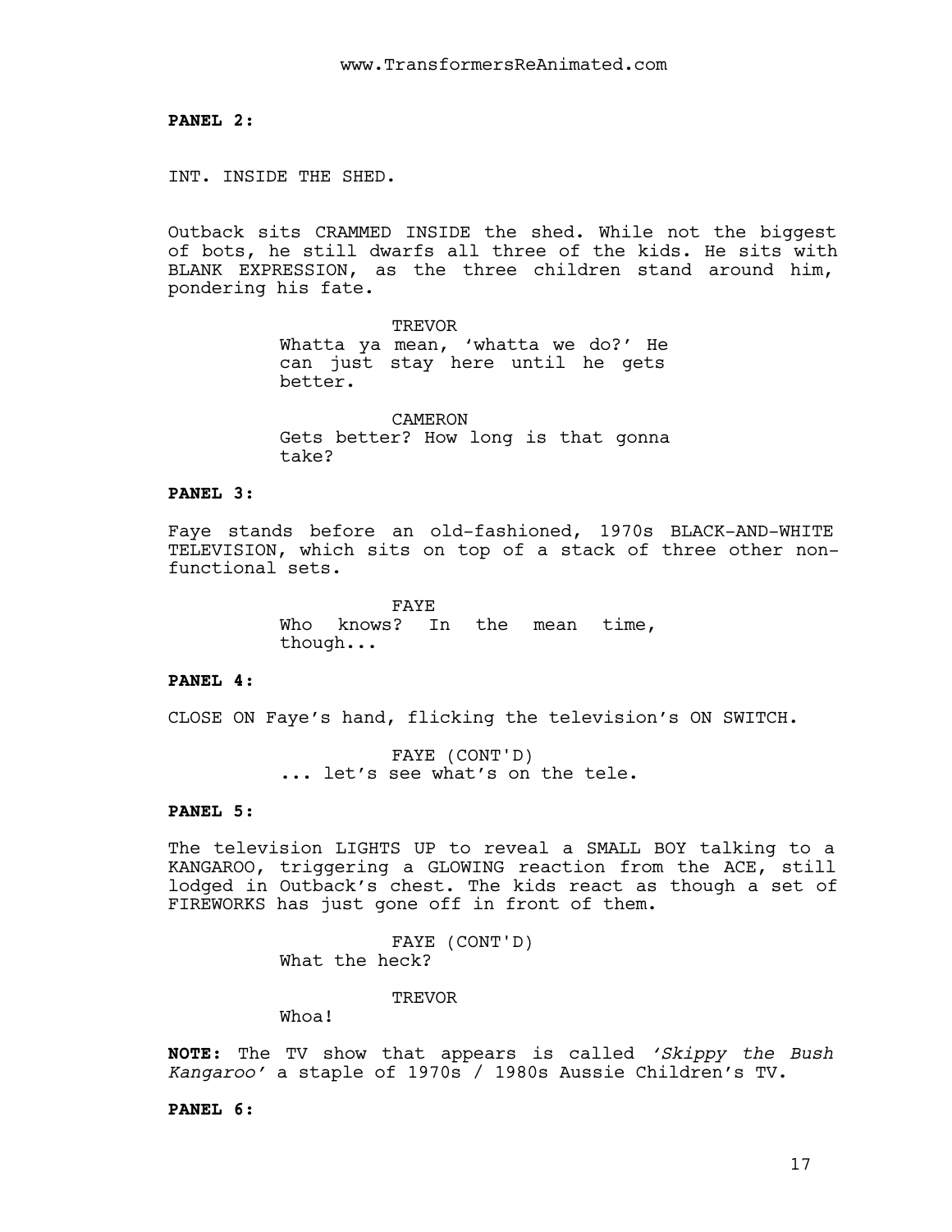**PANEL 2:**

INT. INSIDE THE SHED.

Outback sits CRAMMED INSIDE the shed. While not the biggest of bots, he still dwarfs all three of the kids. He sits with BLANK EXPRESSION, as the three children stand around him, pondering his fate.

TREVOR
Whatta ya mean, 'whatta we do?' He can just stay here until he gets better.

CAMERON
Gets better? How long is that gonna take?

**PANEL 3:**

Faye stands before an old-fashioned, 1970s BLACK-AND-WHITE TELEVISION, which sits on top of a stack of three other non-functional sets.

FAYE
Who knows? In the mean time, though...

**PANEL 4:**

CLOSE ON Faye's hand, flicking the television's ON SWITCH.

FAYE (CONT'D)
... let's see what's on the tele.

**PANEL 5:**

The television LIGHTS UP to reveal a SMALL BOY talking to a KANGAROO, triggering a GLOWING reaction from the ACE, still lodged in Outback's chest. The kids react as though a set of FIREWORKS has just gone off in front of them.

FAYE (CONT'D)
What the heck?

TREVOR
Whoa!

**NOTE:** The TV show that appears is called *'Skippy the Bush Kangaroo'* a staple of 1970s / 1980s Aussie Children's TV.

**PANEL 6:**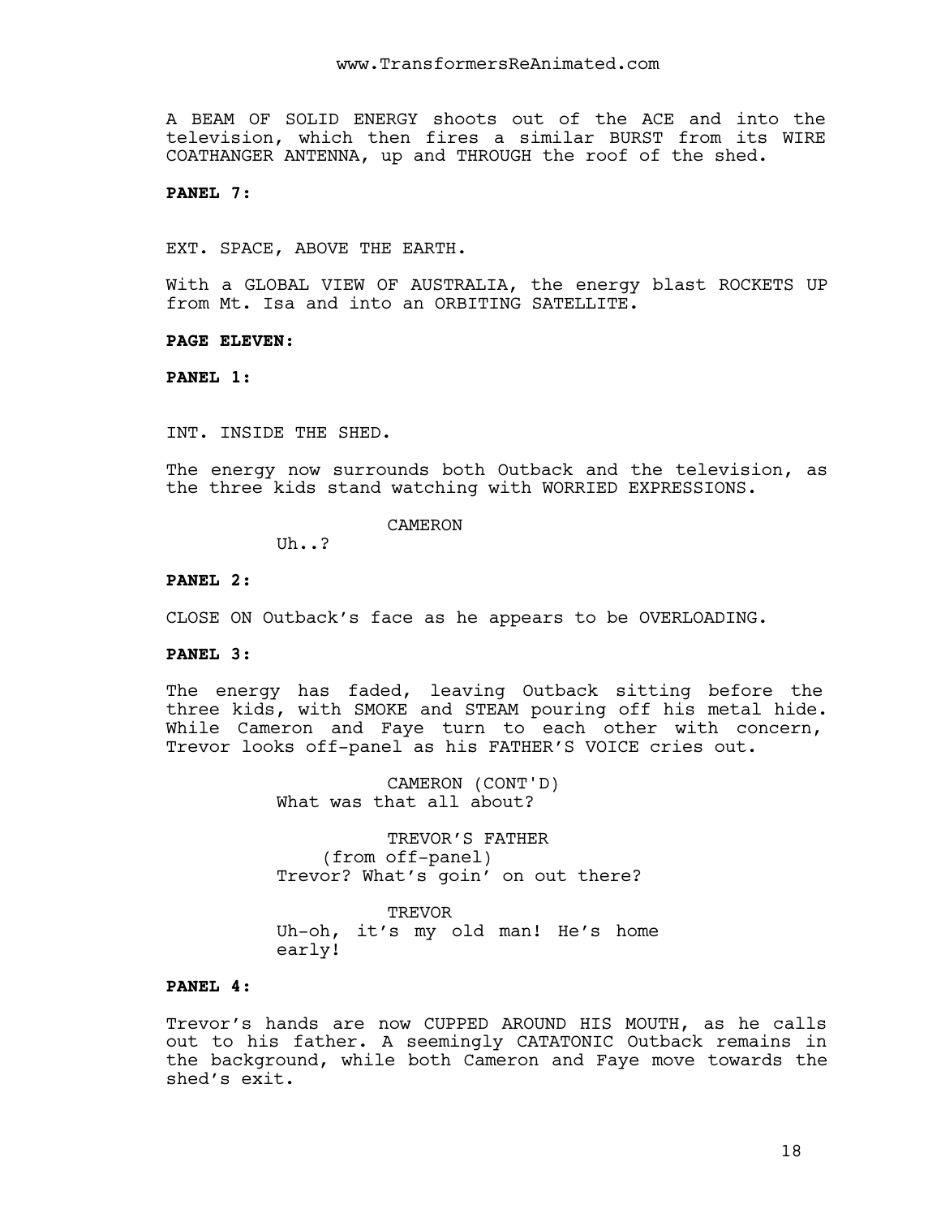A BEAM OF SOLID ENERGY shoots out of the ACE and into the television, which then fires a similar BURST from its WIRE COATHANGER ANTENNA, up and THROUGH the roof of the shed.

**PANEL 7:**

EXT. SPACE, ABOVE THE EARTH.

With a GLOBAL VIEW OF AUSTRALIA, the energy blast ROCKETS UP from Mt. Isa and into an ORBITING SATELLITE.

**PAGE ELEVEN:**

**PANEL 1:**

INT. INSIDE THE SHED.

The energy now surrounds both Outback and the television, as the three kids stand watching with WORRIED EXPRESSIONS.

CAMERON
Uh..?

**PANEL 2:**

CLOSE ON Outback's face as he appears to be OVERLOADING.

**PANEL 3:**

The energy has faded, leaving Outback sitting before the three kids, with SMOKE and STEAM pouring off his metal hide. While Cameron and Faye turn to each other with concern, Trevor looks off-panel as his FATHER'S VOICE cries out.

CAMERON (CONT'D)
What was that all about?

TREVOR'S FATHER
(from off-panel)
Trevor? What's goin' on out there?

TREVOR
Uh-oh, it's my old man! He's home early!

**PANEL 4:**

Trevor's hands are now CUPPED AROUND HIS MOUTH, as he calls out to his father. A seemingly CATATONIC Outback remains in the background, while both Cameron and Faye move towards the shed's exit.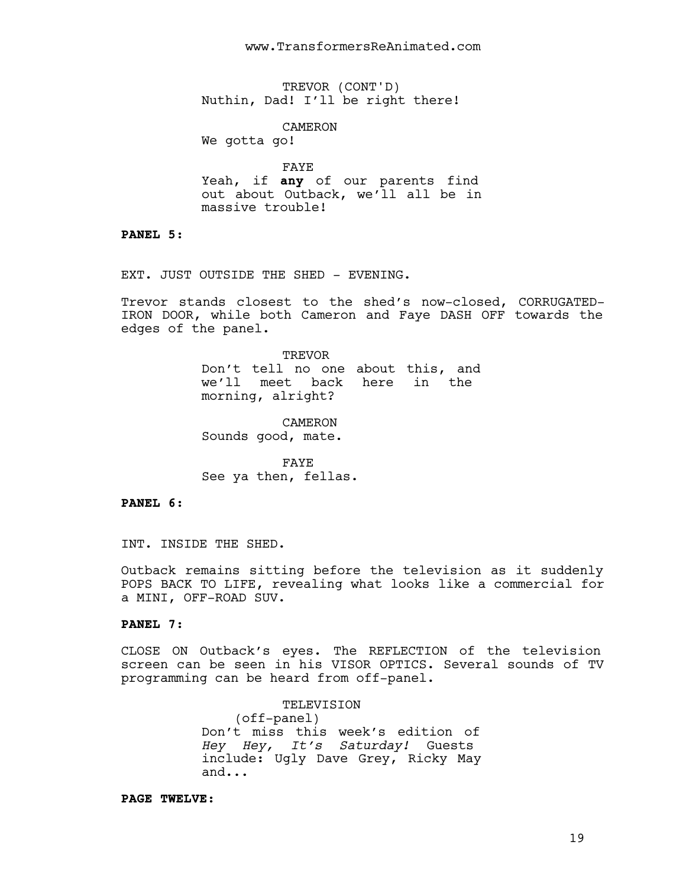TREVOR (CONT'D)
Nuthin, Dad! I'll be right there!

CAMERON
We gotta go!

FAYE
Yeah, if **any** of our parents find out about Outback, we'll all be in massive trouble!

**PANEL 5:**

EXT. JUST OUTSIDE THE SHED - EVENING.

Trevor stands closest to the shed's now-closed, CORRUGATED-IRON DOOR, while both Cameron and Faye DASH OFF towards the edges of the panel.

TREVOR
Don't tell no one about this, and we'll meet back here in the morning, alright?

CAMERON
Sounds good, mate.

FAYE
See ya then, fellas.

**PANEL 6:**

INT. INSIDE THE SHED.

Outback remains sitting before the television as it suddenly POPS BACK TO LIFE, revealing what looks like a commercial for a MINI, OFF-ROAD SUV.

**PANEL 7:**

CLOSE ON Outback's eyes. The REFLECTION of the television screen can be seen in his VISOR OPTICS. Several sounds of TV programming can be heard from off-panel.

TELEVISION
(off-panel)
Don't miss this week's edition of *Hey Hey, It's Saturday!* Guests include: Ugly Dave Grey, Ricky May and...

**PAGE TWELVE:**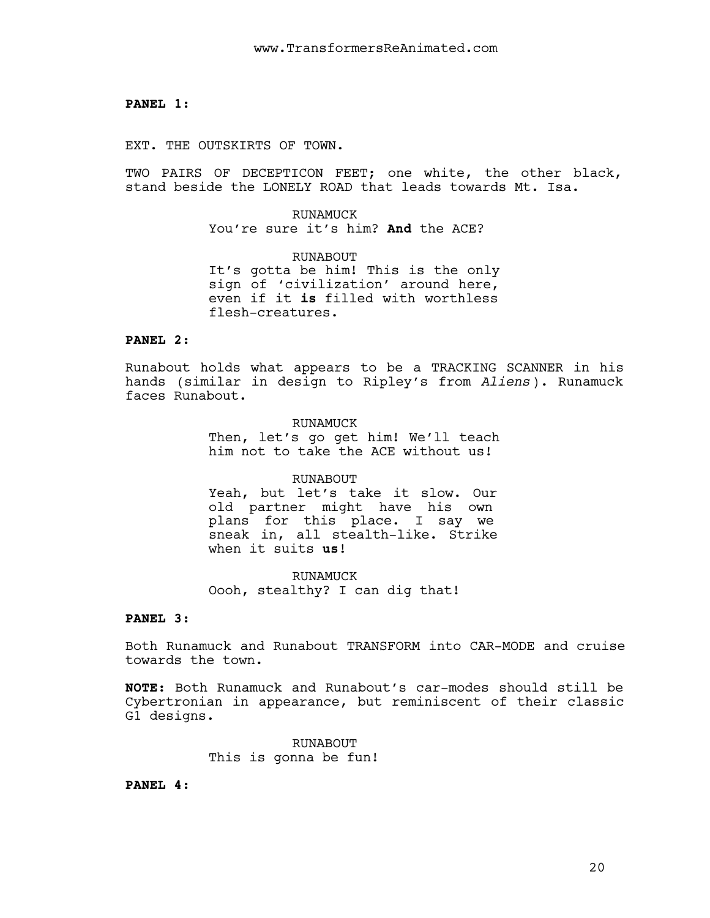**PANEL 1:**

EXT. THE OUTSKIRTS OF TOWN.

TWO PAIRS OF DECEPTICON FEET; one white, the other black, stand beside the LONELY ROAD that leads towards Mt. Isa.

RUNAMUCK
You're sure it's him? **And** the ACE?

RUNABOUT
It's gotta be him! This is the only sign of 'civilization' around here, even if it **is** filled with worthless flesh-creatures.

**PANEL 2:**

Runabout holds what appears to be a TRACKING SCANNER in his hands (similar in design to Ripley's from *Aliens*). Runamuck faces Runabout.

RUNAMUCK
Then, let's go get him! We'll teach him not to take the ACE without us!

RUNABOUT
Yeah, but let's take it slow. Our old partner might have his own plans for this place. I say we sneak in, all stealth-like. Strike when it suits **us**!

RUNAMUCK
Oooh, stealthy? I can dig that!

**PANEL 3:**

Both Runamuck and Runabout TRANSFORM into CAR-MODE and cruise towards the town.

**NOTE:** Both Runamuck and Runabout's car-modes should still be Cybertronian in appearance, but reminiscent of their classic G1 designs.

RUNABOUT
This is gonna be fun!

**PANEL 4:**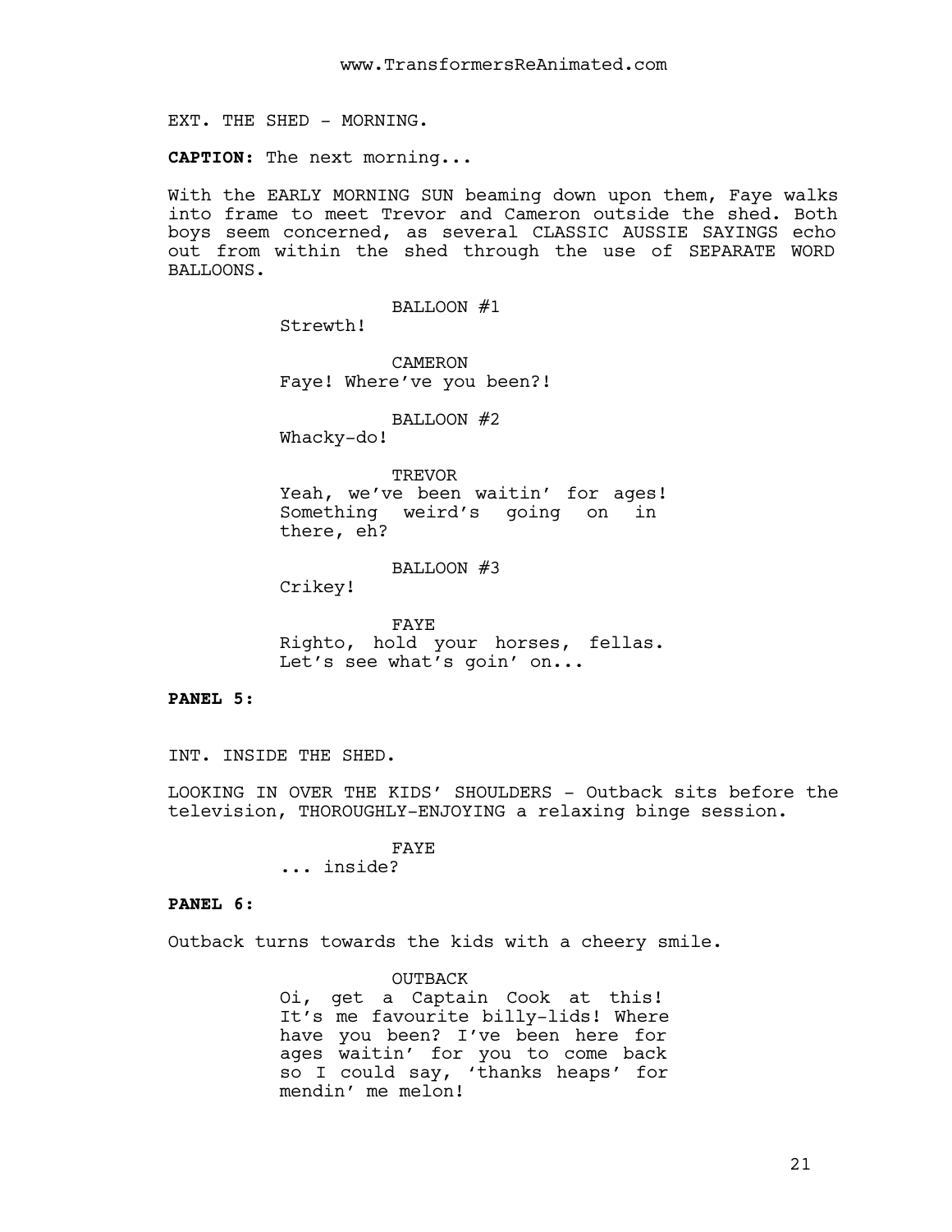EXT. THE SHED - MORNING.

**CAPTION:** The next morning...

With the EARLY MORNING SUN beaming down upon them, Faye walks into frame to meet Trevor and Cameron outside the shed. Both boys seem concerned, as several CLASSIC AUSSIE SAYINGS echo out from within the shed through the use of SEPARATE WORD BALLOONS.

BALLOON #1
Strewth!

CAMERON
Faye! Where've you been?!

BALLOON #2
Whacky-do!

TREVOR
Yeah, we've been waitin' for ages! Something weird's going on in there, eh?

BALLOON #3
Crikey!

FAYE
Righto, hold your horses, fellas. Let's see what's goin' on...

**PANEL 5:**

INT. INSIDE THE SHED.

LOOKING IN OVER THE KIDS' SHOULDERS - Outback sits before the television, THOROUGHLY-ENJOYING a relaxing binge session.

FAYE
... inside?

**PANEL 6:**

Outback turns towards the kids with a cheery smile.

OUTBACK
Oi, get a Captain Cook at this! It's me favourite billy-lids! Where have you been? I've been here for ages waitin' for you to come back so I could say, 'thanks heaps' for mendin' me melon!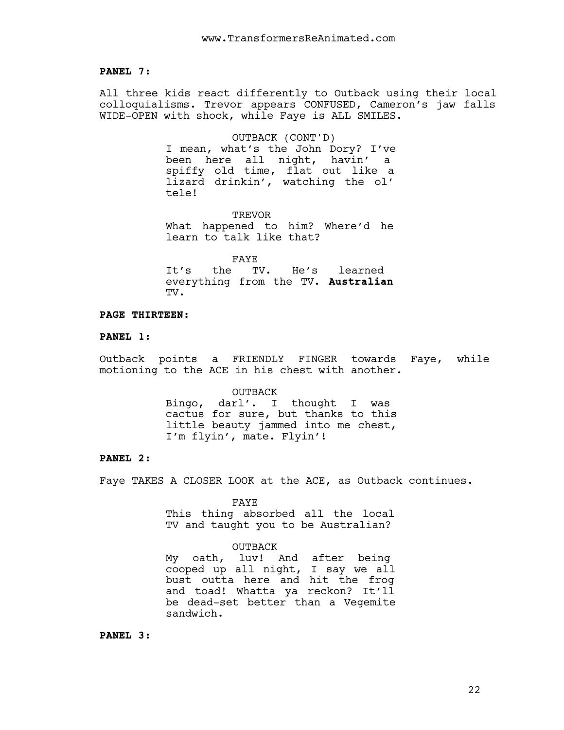**PANEL 7:**

All three kids react differently to Outback using their local colloquialisms. Trevor appears CONFUSED, Cameron's jaw falls WIDE-OPEN with shock, while Faye is ALL SMILES.

OUTBACK (CONT'D)
I mean, what's the John Dory? I've been here all night, havin' a spiffy old time, flat out like a lizard drinkin', watching the ol' tele!

TREVOR
What happened to him? Where'd he learn to talk like that?

FAYE
It's the TV. He's learned everything from the TV. **Australian** TV.

**PAGE THIRTEEN:**

**PANEL 1:**

Outback points a FRIENDLY FINGER towards Faye, while motioning to the ACE in his chest with another.

OUTBACK
Bingo, darl'. I thought I was cactus for sure, but thanks to this little beauty jammed into me chest, I'm flyin', mate. Flyin'!

**PANEL 2:**

Faye TAKES A CLOSER LOOK at the ACE, as Outback continues.

FAYE
This thing absorbed all the local TV and taught you to be Australian?

OUTBACK
My oath, luv! And after being cooped up all night, I say we all bust outta here and hit the frog and toad! Whatta ya reckon? It'll be dead-set better than a Vegemite sandwich.

**PANEL 3:**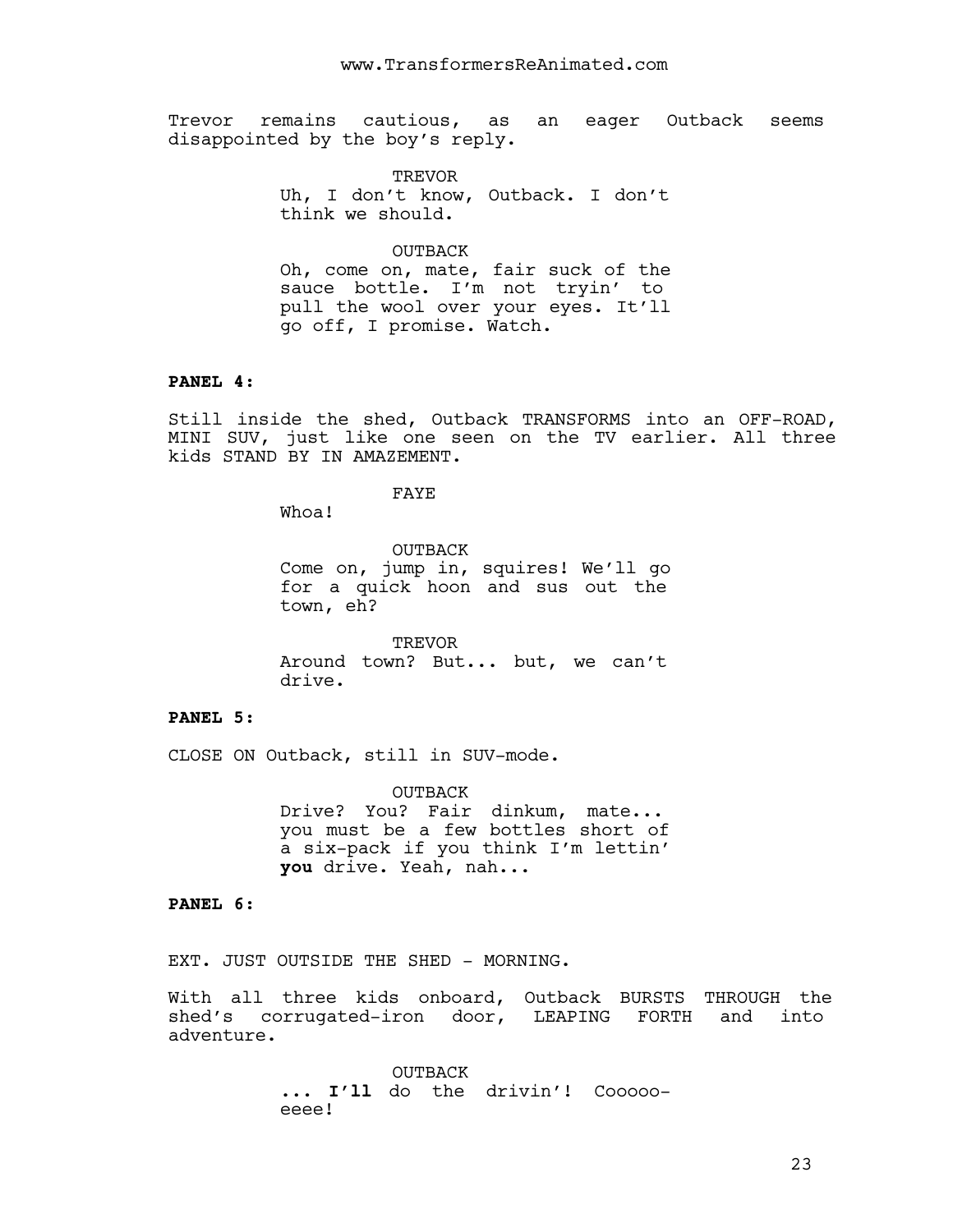Trevor remains cautious, as an eager Outback seems disappointed by the boy's reply.

TREVOR
Uh, I don't know, Outback. I don't think we should.

OUTBACK
Oh, come on, mate, fair suck of the sauce bottle. I'm not tryin' to pull the wool over your eyes. It'll go off, I promise. Watch.

**PANEL 4:**

Still inside the shed, Outback TRANSFORMS into an OFF-ROAD, MINI SUV, just like one seen on the TV earlier. All three kids STAND BY IN AMAZEMENT.

FAYE
Whoa!

OUTBACK
Come on, jump in, squires! We'll go for a quick hoon and sus out the town, eh?

TREVOR
Around town? But... but, we can't drive.

**PANEL 5:**

CLOSE ON Outback, still in SUV-mode.

OUTBACK
Drive? You? Fair dinkum, mate... you must be a few bottles short of a six-pack if you think I'm lettin' **you** drive. Yeah, nah...

**PANEL 6:**

EXT. JUST OUTSIDE THE SHED - MORNING.

With all three kids onboard, Outback BURSTS THROUGH the shed's corrugated-iron door, LEAPING FORTH and into adventure.

OUTBACK
**... I'll** do the drivin'! Cooooo-eeee!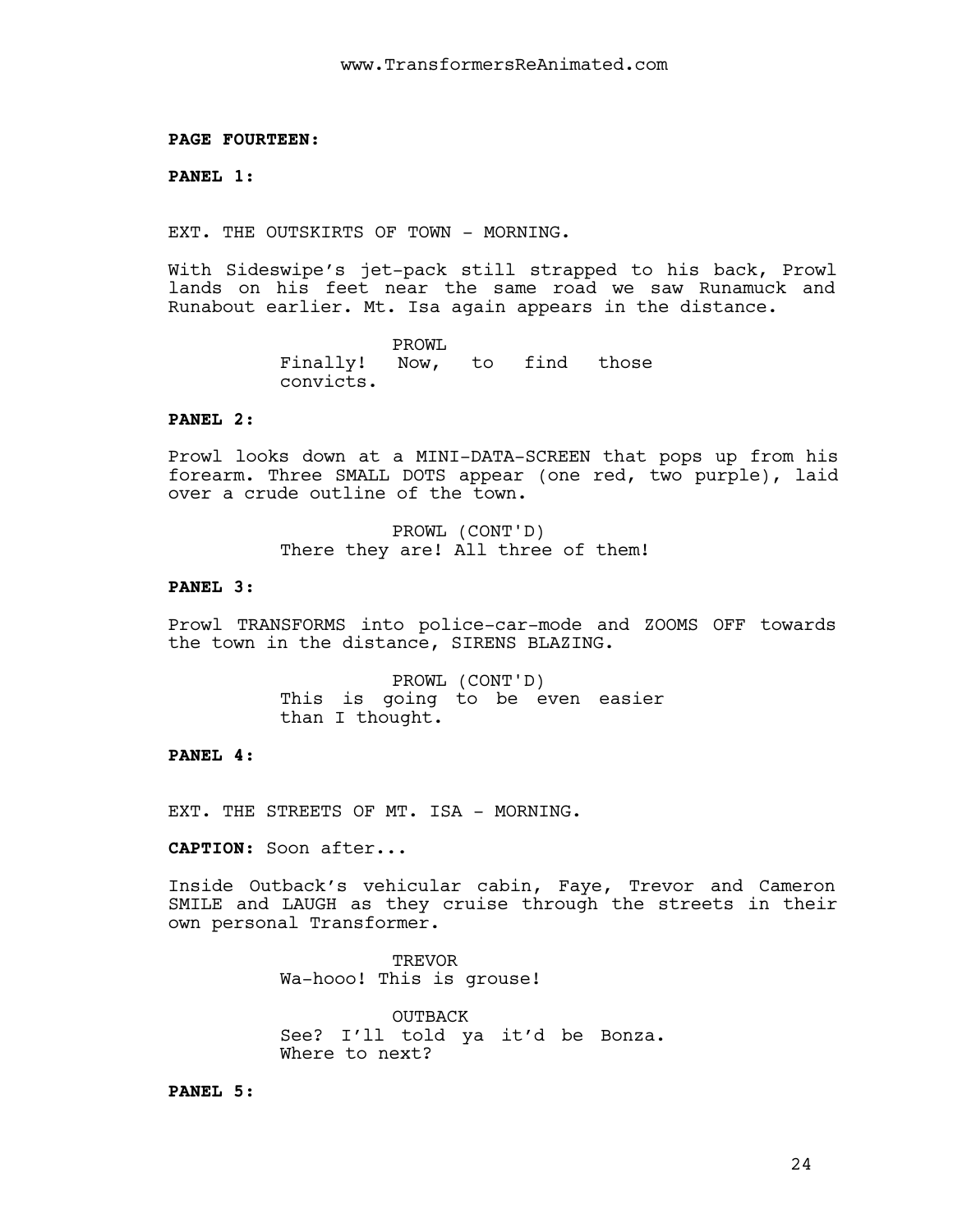**PAGE FOURTEEN:**

**PANEL 1:**

EXT. THE OUTSKIRTS OF TOWN - MORNING.

With Sideswipe's jet-pack still strapped to his back, Prowl lands on his feet near the same road we saw Runamuck and Runabout earlier. Mt. Isa again appears in the distance.

PROWL
Finally! Now, to find those convicts.

**PANEL 2:**

Prowl looks down at a MINI-DATA-SCREEN that pops up from his forearm. Three SMALL DOTS appear (one red, two purple), laid over a crude outline of the town.

PROWL (CONT'D)
There they are! All three of them!

**PANEL 3:**

Prowl TRANSFORMS into police-car-mode and ZOOMS OFF towards the town in the distance, SIRENS BLAZING.

PROWL (CONT'D)
This is going to be even easier than I thought.

**PANEL 4:**

EXT. THE STREETS OF MT. ISA - MORNING.

**CAPTION:** Soon after...

Inside Outback's vehicular cabin, Faye, Trevor and Cameron SMILE and LAUGH as they cruise through the streets in their own personal Transformer.

TREVOR
Wa-hooo! This is grouse!

OUTBACK
See? I'll told ya it'd be Bonza. Where to next?

**PANEL 5:**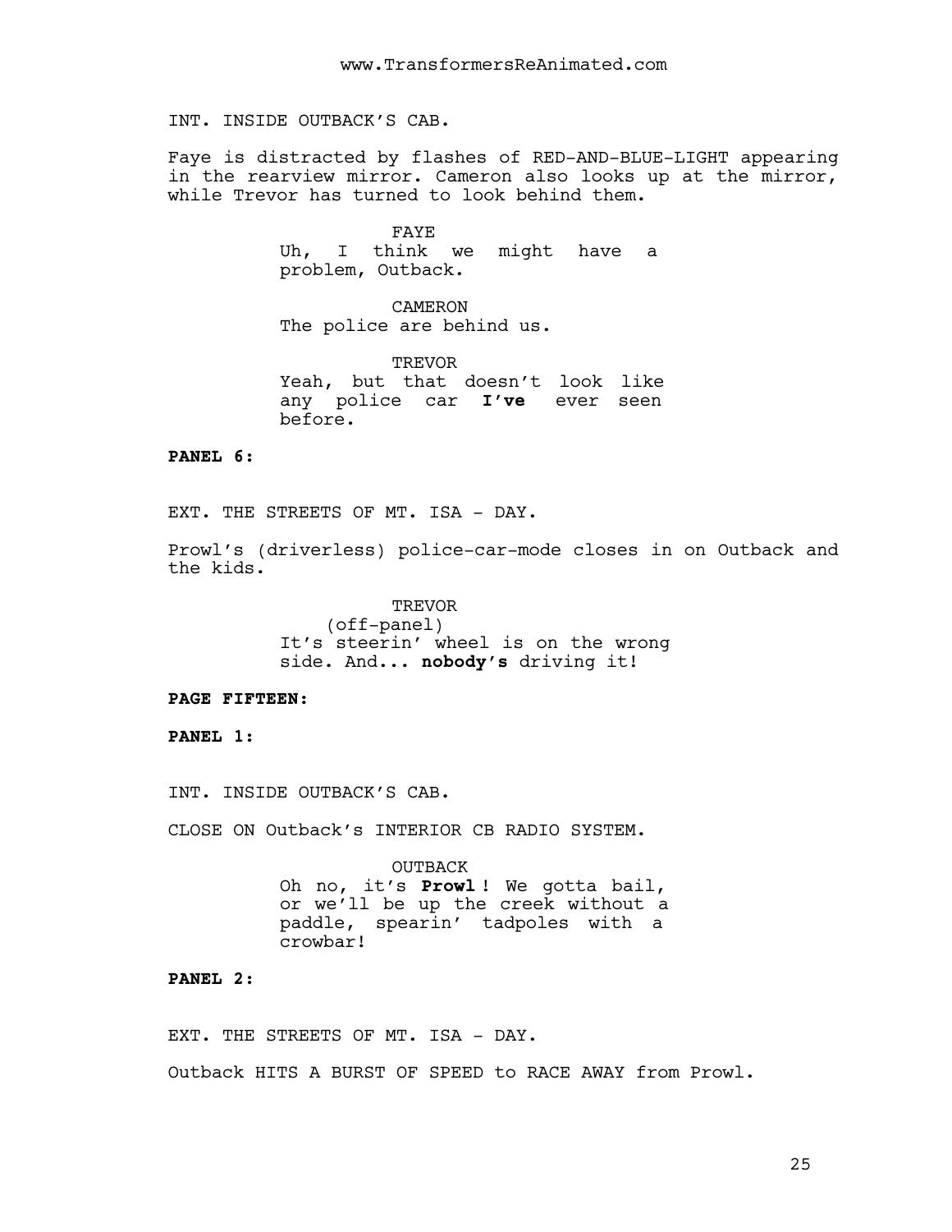INT. INSIDE OUTBACK'S CAB.

Faye is distracted by flashes of RED-AND-BLUE-LIGHT appearing in the rearview mirror. Cameron also looks up at the mirror, while Trevor has turned to look behind them.

FAYE
Uh, I think we might have a problem, Outback.

CAMERON
The police are behind us.

TREVOR
Yeah, but that doesn't look like any police car **I've** ever seen before.

**PANEL 6:**

EXT. THE STREETS OF MT. ISA - DAY.

Prowl's (driverless) police-car-mode closes in on Outback and the kids.

TREVOR
(off-panel)
It's steerin' wheel is on the wrong side. And... **nobody's** driving it!

**PAGE FIFTEEN:**

**PANEL 1:**

INT. INSIDE OUTBACK'S CAB.

CLOSE ON Outback's INTERIOR CB RADIO SYSTEM.

OUTBACK
Oh no, it's **Prowl!** We gotta bail, or we'll be up the creek without a paddle, spearin' tadpoles with a crowbar!

**PANEL 2:**

EXT. THE STREETS OF MT. ISA - DAY.

Outback HITS A BURST OF SPEED to RACE AWAY from Prowl.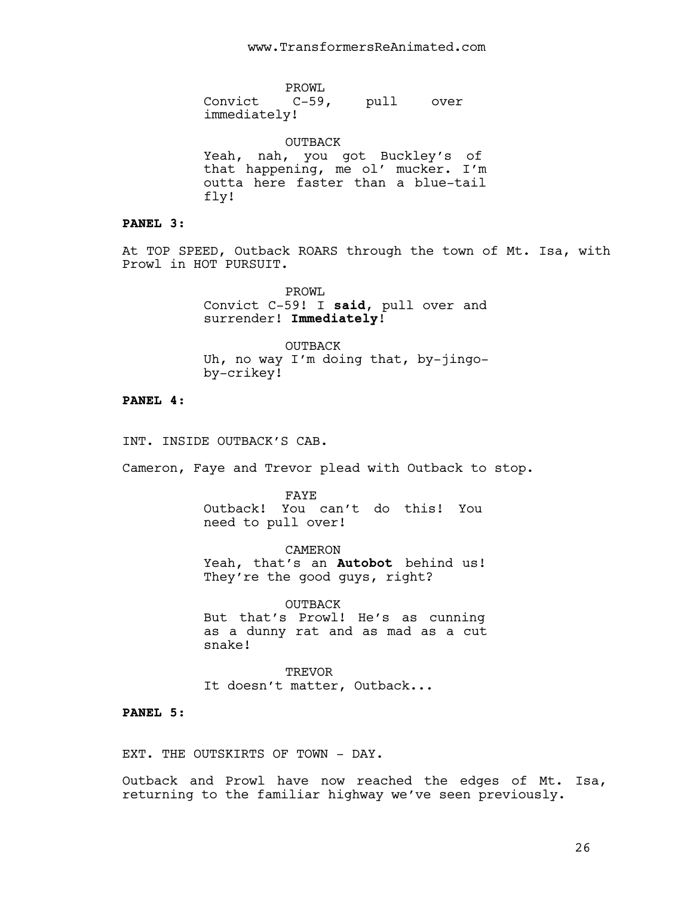PROWL
Convict C-59, pull over immediately!

OUTBACK
Yeah, nah, you got Buckley's of that happening, me ol' mucker. I'm outta here faster than a blue-tail fly!

**PANEL 3:**

At TOP SPEED, Outback ROARS through the town of Mt. Isa, with Prowl in HOT PURSUIT.

PROWL
Convict C-59! I **said**, pull over and surrender! **Immediately**!

OUTBACK
Uh, no way I'm doing that, by-jingo-by-crikey!

**PANEL 4:**

INT. INSIDE OUTBACK'S CAB.

Cameron, Faye and Trevor plead with Outback to stop.

FAYE
Outback! You can't do this! You need to pull over!

CAMERON
Yeah, that's an **Autobot** behind us! They're the good guys, right?

OUTBACK
But that's Prowl! He's as cunning as a dunny rat and as mad as a cut snake!

TREVOR
It doesn't matter, Outback...

**PANEL 5:**

EXT. THE OUTSKIRTS OF TOWN - DAY.

Outback and Prowl have now reached the edges of Mt. Isa, returning to the familiar highway we've seen previously.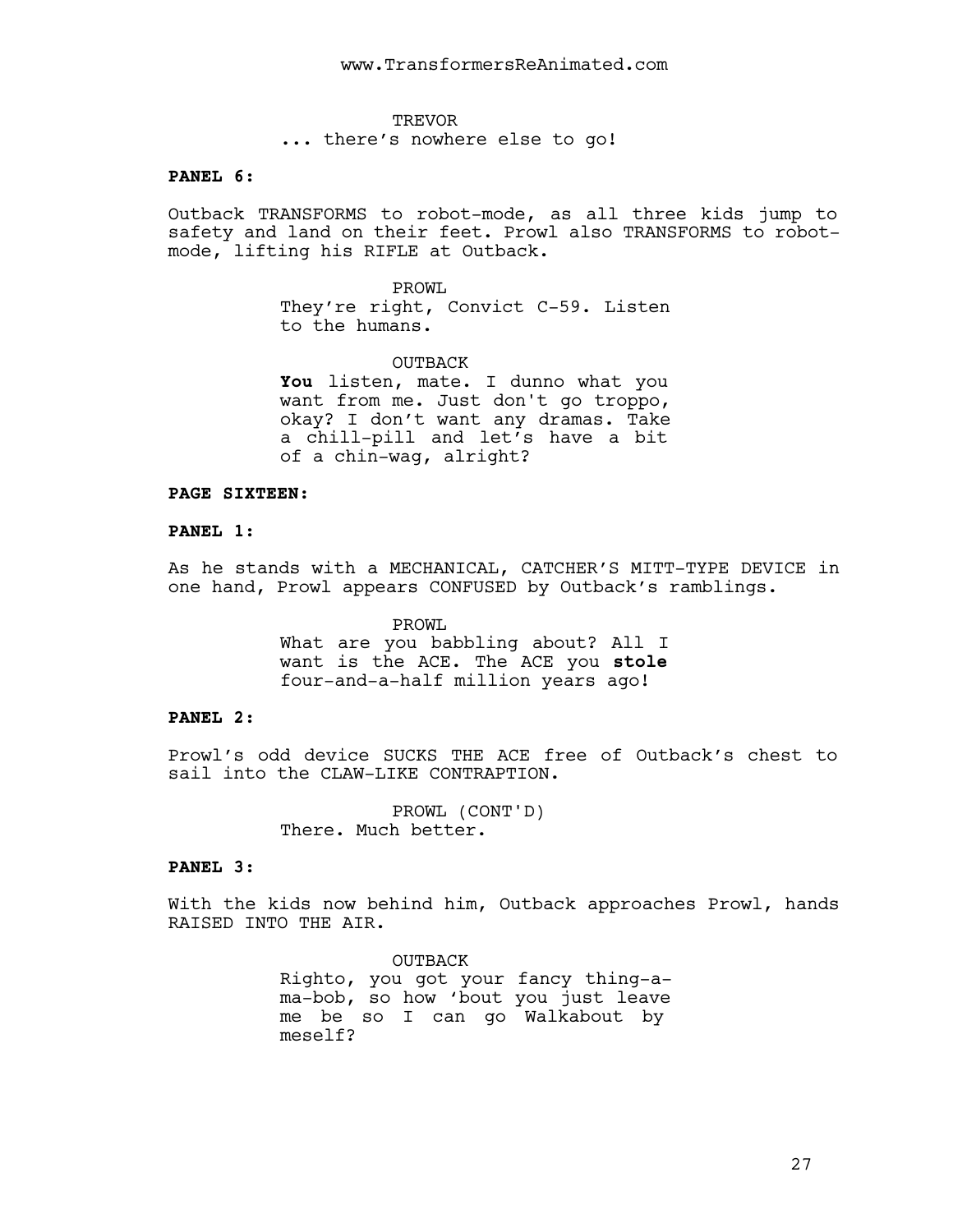TREVOR
... there's nowhere else to go!

**PANEL 6:**

Outback TRANSFORMS to robot-mode, as all three kids jump to safety and land on their feet. Prowl also TRANSFORMS to robot-mode, lifting his RIFLE at Outback.

PROWL
They're right, Convict C-59. Listen to the humans.

OUTBACK
**You** listen, mate. I dunno what you want from me. Just don't go troppo, okay? I don't want any dramas. Take a chill-pill and let's have a bit of a chin-wag, alright?

**PAGE SIXTEEN:**

**PANEL 1:**

As he stands with a MECHANICAL, CATCHER'S MITT-TYPE DEVICE in one hand, Prowl appears CONFUSED by Outback's ramblings.

PROWL
What are you babbling about? All I want is the ACE. The ACE you **stole** four-and-a-half million years ago!

**PANEL 2:**

Prowl's odd device SUCKS THE ACE free of Outback's chest to sail into the CLAW-LIKE CONTRAPTION.

PROWL (CONT'D)
There. Much better.

**PANEL 3:**

With the kids now behind him, Outback approaches Prowl, hands RAISED INTO THE AIR.

OUTBACK
Righto, you got your fancy thing-a-ma-bob, so how 'bout you just leave me be so I can go Walkabout by meself?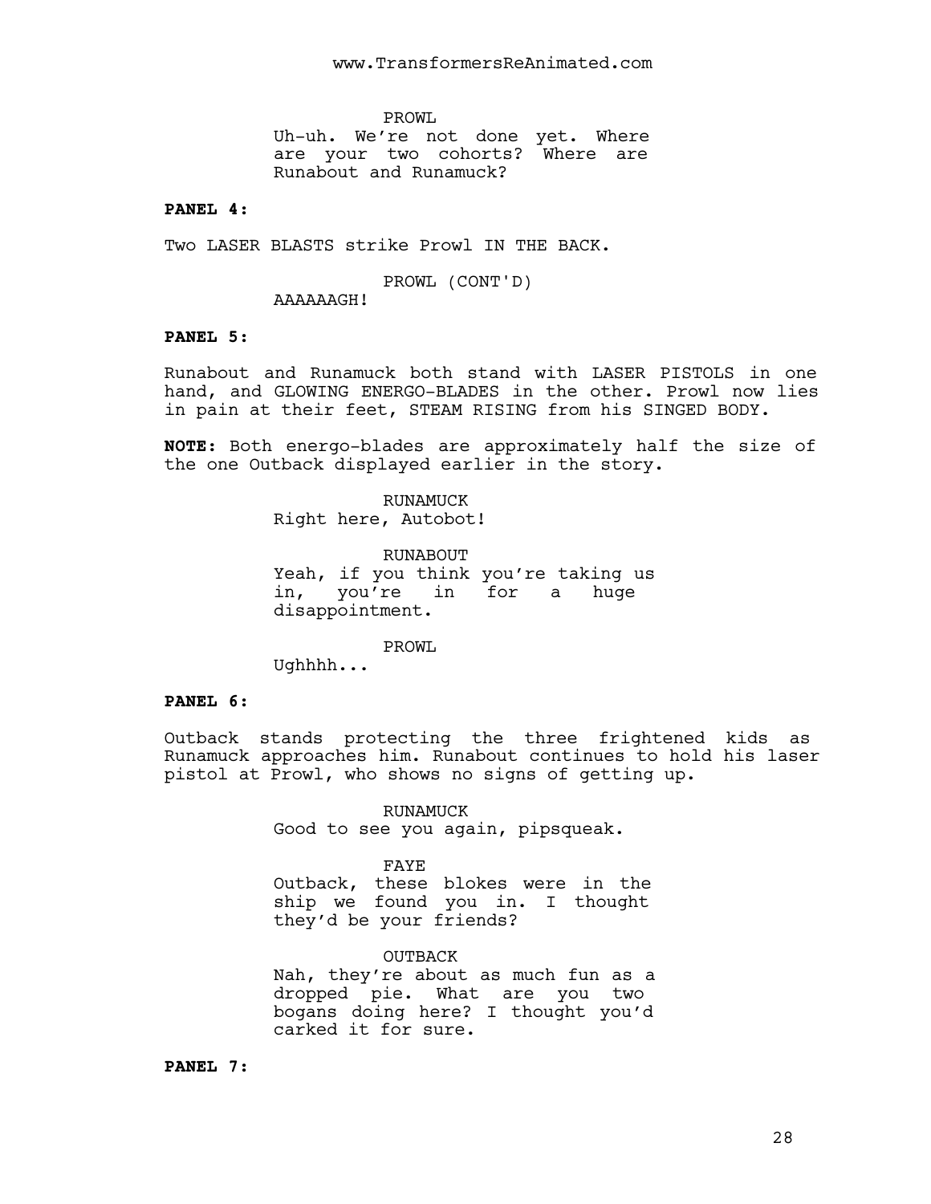PROWL
Uh-uh. We're not done yet. Where are your two cohorts? Where are Runabout and Runamuck?

**PANEL 4:**

Two LASER BLASTS strike Prowl IN THE BACK.

PROWL (CONT'D)
AAAAAAGH!

**PANEL 5:**

Runabout and Runamuck both stand with LASER PISTOLS in one hand, and GLOWING ENERGO-BLADES in the other. Prowl now lies in pain at their feet, STEAM RISING from his SINGED BODY.

**NOTE:** Both energo-blades are approximately half the size of the one Outback displayed earlier in the story.

RUNAMUCK
Right here, Autobot!

RUNABOUT
Yeah, if you think you're taking us in, you're in for a huge disappointment.

PROWL
Ughhhh...

**PANEL 6:**

Outback stands protecting the three frightened kids as Runamuck approaches him. Runabout continues to hold his laser pistol at Prowl, who shows no signs of getting up.

RUNAMUCK
Good to see you again, pipsqueak.

FAYE
Outback, these blokes were in the ship we found you in. I thought they'd be your friends?

OUTBACK
Nah, they're about as much fun as a dropped pie. What are you two bogans doing here? I thought you'd carked it for sure.

**PANEL 7:**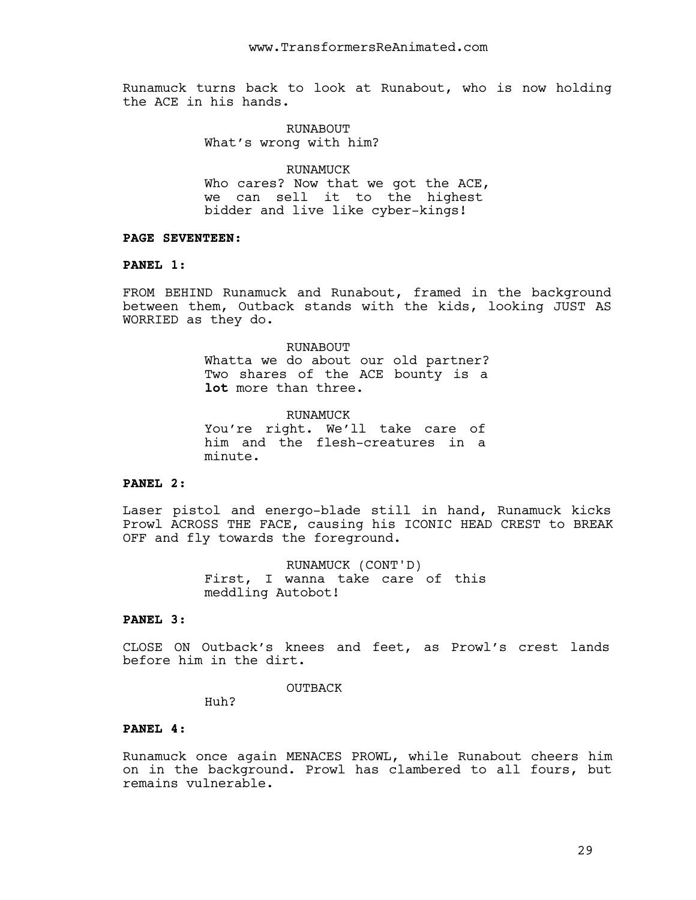Runamuck turns back to look at Runabout, who is now holding the ACE in his hands.

RUNABOUT
What's wrong with him?

RUNAMUCK
Who cares? Now that we got the ACE, we can sell it to the highest bidder and live like cyber-kings!

**PAGE SEVENTEEN:**

**PANEL 1:**

FROM BEHIND Runamuck and Runabout, framed in the background between them, Outback stands with the kids, looking JUST AS WORRIED as they do.

RUNABOUT
Whatta we do about our old partner? Two shares of the ACE bounty is a **lot** more than three.

RUNAMUCK
You're right. We'll take care of him and the flesh-creatures in a minute.

**PANEL 2:**

Laser pistol and energo-blade still in hand, Runamuck kicks Prowl ACROSS THE FACE, causing his ICONIC HEAD CREST to BREAK OFF and fly towards the foreground.

RUNAMUCK (CONT'D)
First, I wanna take care of this meddling Autobot!

**PANEL 3:**

CLOSE ON Outback's knees and feet, as Prowl's crest lands before him in the dirt.

OUTBACK
Huh?

**PANEL 4:**

Runamuck once again MENACES PROWL, while Runabout cheers him on in the background. Prowl has clambered to all fours, but remains vulnerable.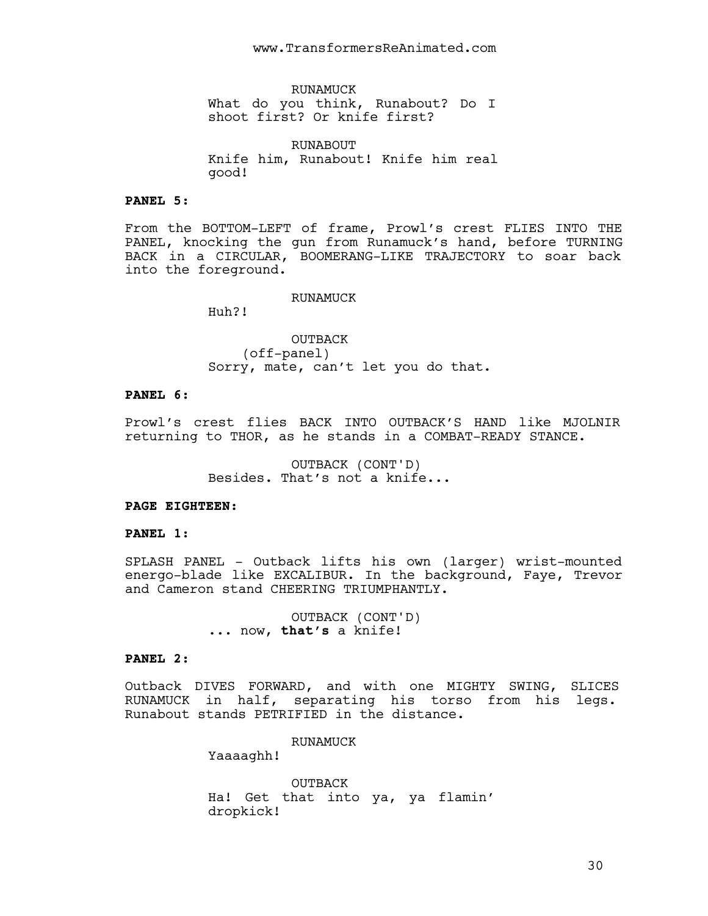RUNAMUCK
What do you think, Runabout? Do I shoot first? Or knife first?

RUNABOUT
Knife him, Runabout! Knife him real good!

**PANEL 5:**

From the BOTTOM-LEFT of frame, Prowl's crest FLIES INTO THE PANEL, knocking the gun from Runamuck's hand, before TURNING BACK in a CIRCULAR, BOOMERANG-LIKE TRAJECTORY to soar back into the foreground.

RUNAMUCK
Huh?!

OUTBACK
(off-panel)
Sorry, mate, can't let you do that.

**PANEL 6:**

Prowl's crest flies BACK INTO OUTBACK'S HAND like MJOLNIR returning to THOR, as he stands in a COMBAT-READY STANCE.

OUTBACK (CONT'D)
Besides. That's not a knife...

**PAGE EIGHTEEN:**

**PANEL 1:**

SPLASH PANEL - Outback lifts his own (larger) wrist-mounted energo-blade like EXCALIBUR. In the background, Faye, Trevor and Cameron stand CHEERING TRIUMPHANTLY.

OUTBACK (CONT'D)
... now, **that's** a knife!

**PANEL 2:**

Outback DIVES FORWARD, and with one MIGHTY SWING, SLICES RUNAMUCK in half, separating his torso from his legs. Runabout stands PETRIFIED in the distance.

RUNAMUCK
Yaaaaghh!

OUTBACK
Ha! Get that into ya, ya flamin' dropkick!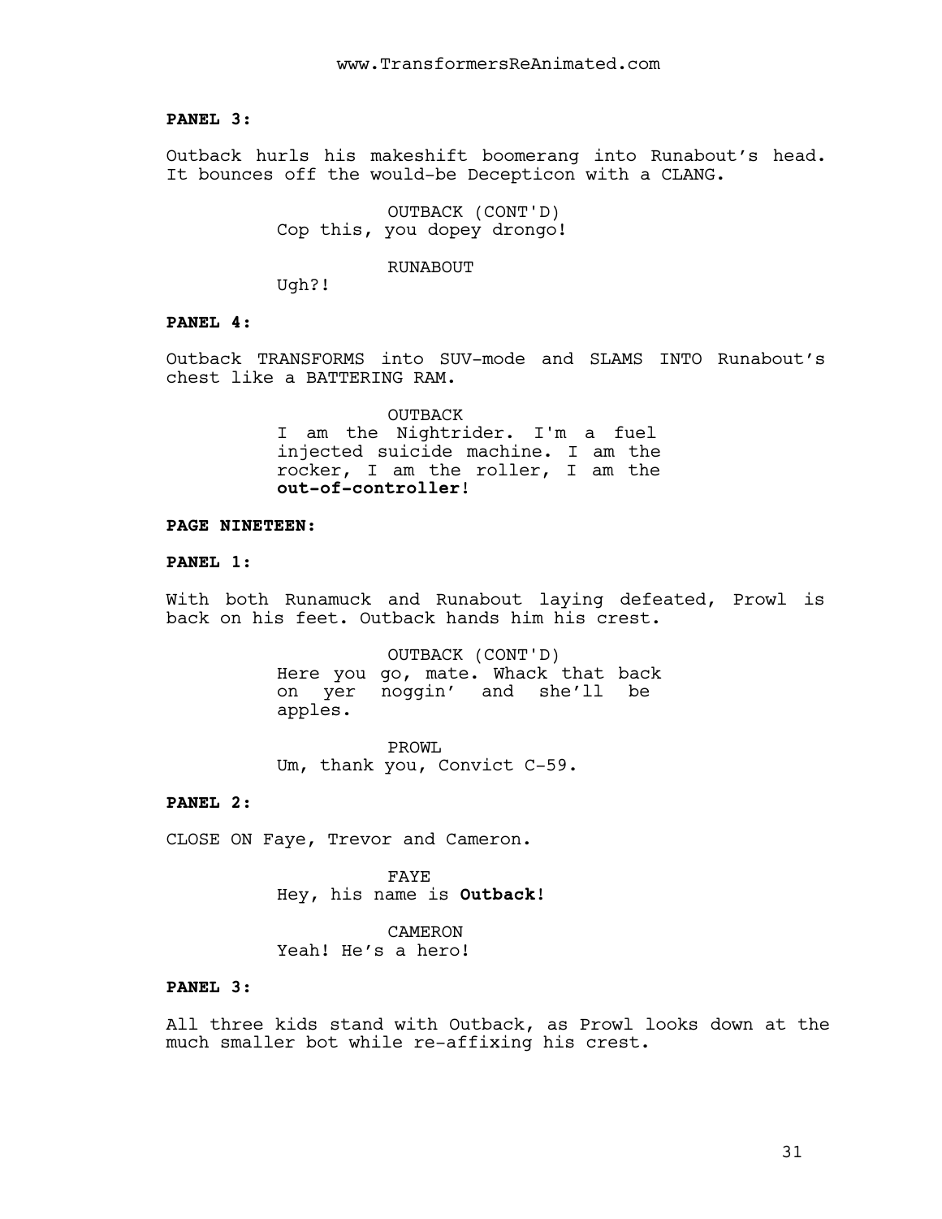**PANEL 3:**

Outback hurls his makeshift boomerang into Runabout's head. It bounces off the would-be Decepticon with a CLANG.

OUTBACK (CONT'D)
Cop this, you dopey drongo!

RUNABOUT
Ugh?!

**PANEL 4:**

Outback TRANSFORMS into SUV-mode and SLAMS INTO Runabout's chest like a BATTERING RAM.

OUTBACK
I am the Nightrider. I'm a fuel injected suicide machine. I am the rocker, I am the roller, I am the **out-of-controller!**

**PAGE NINETEEN:**

**PANEL 1:**

With both Runamuck and Runabout laying defeated, Prowl is back on his feet. Outback hands him his crest.

OUTBACK (CONT'D)
Here you go, mate. Whack that back on yer noggin' and she'll be apples.

PROWL
Um, thank you, Convict C-59.

**PANEL 2:**

CLOSE ON Faye, Trevor and Cameron.

FAYE
Hey, his name is **Outback!**

CAMERON
Yeah! He's a hero!

**PANEL 3:**

All three kids stand with Outback, as Prowl looks down at the much smaller bot while re-affixing his crest.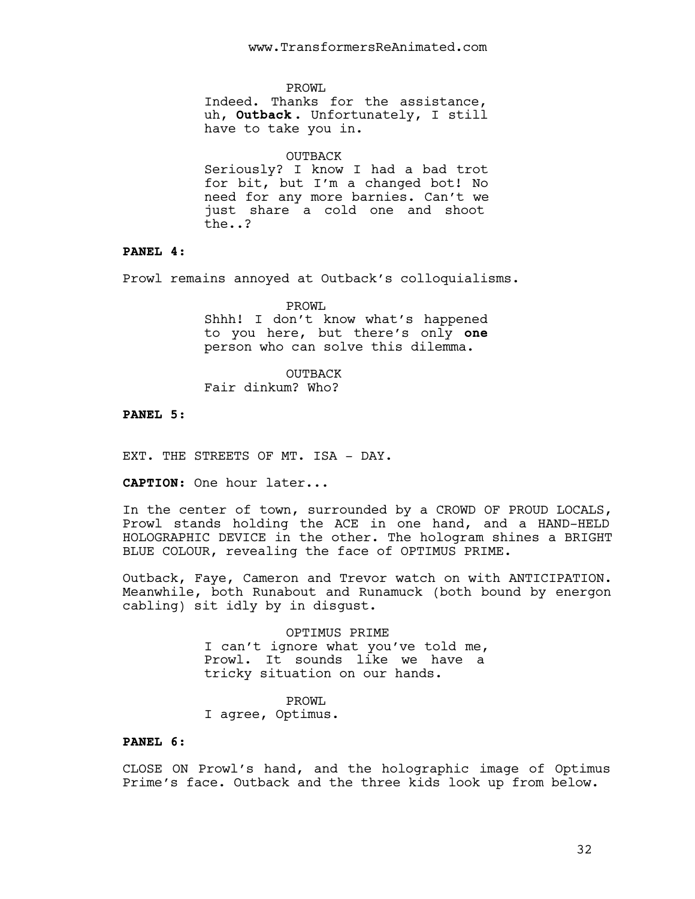PROWL
Indeed. Thanks for the assistance, uh, **Outback**. Unfortunately, I still have to take you in.

OUTBACK
Seriously? I know I had a bad trot for bit, but I'm a changed bot! No need for any more barnies. Can't we just share a cold one and shoot the..?

**PANEL 4:**

Prowl remains annoyed at Outback's colloquialisms.

PROWL
Shhh! I don't know what's happened to you here, but there's only **one** person who can solve this dilemma.

OUTBACK
Fair dinkum? Who?

**PANEL 5:**

EXT. THE STREETS OF MT. ISA - DAY.

**CAPTION:** One hour later...

In the center of town, surrounded by a CROWD OF PROUD LOCALS, Prowl stands holding the ACE in one hand, and a HAND-HELD HOLOGRAPHIC DEVICE in the other. The hologram shines a BRIGHT BLUE COLOUR, revealing the face of OPTIMUS PRIME.

Outback, Faye, Cameron and Trevor watch on with ANTICIPATION. Meanwhile, both Runabout and Runamuck (both bound by energon cabling) sit idly by in disgust.

OPTIMUS PRIME
I can't ignore what you've told me, Prowl. It sounds like we have a tricky situation on our hands.

PROWL
I agree, Optimus.

**PANEL 6:**

CLOSE ON Prowl's hand, and the holographic image of Optimus Prime's face. Outback and the three kids look up from below.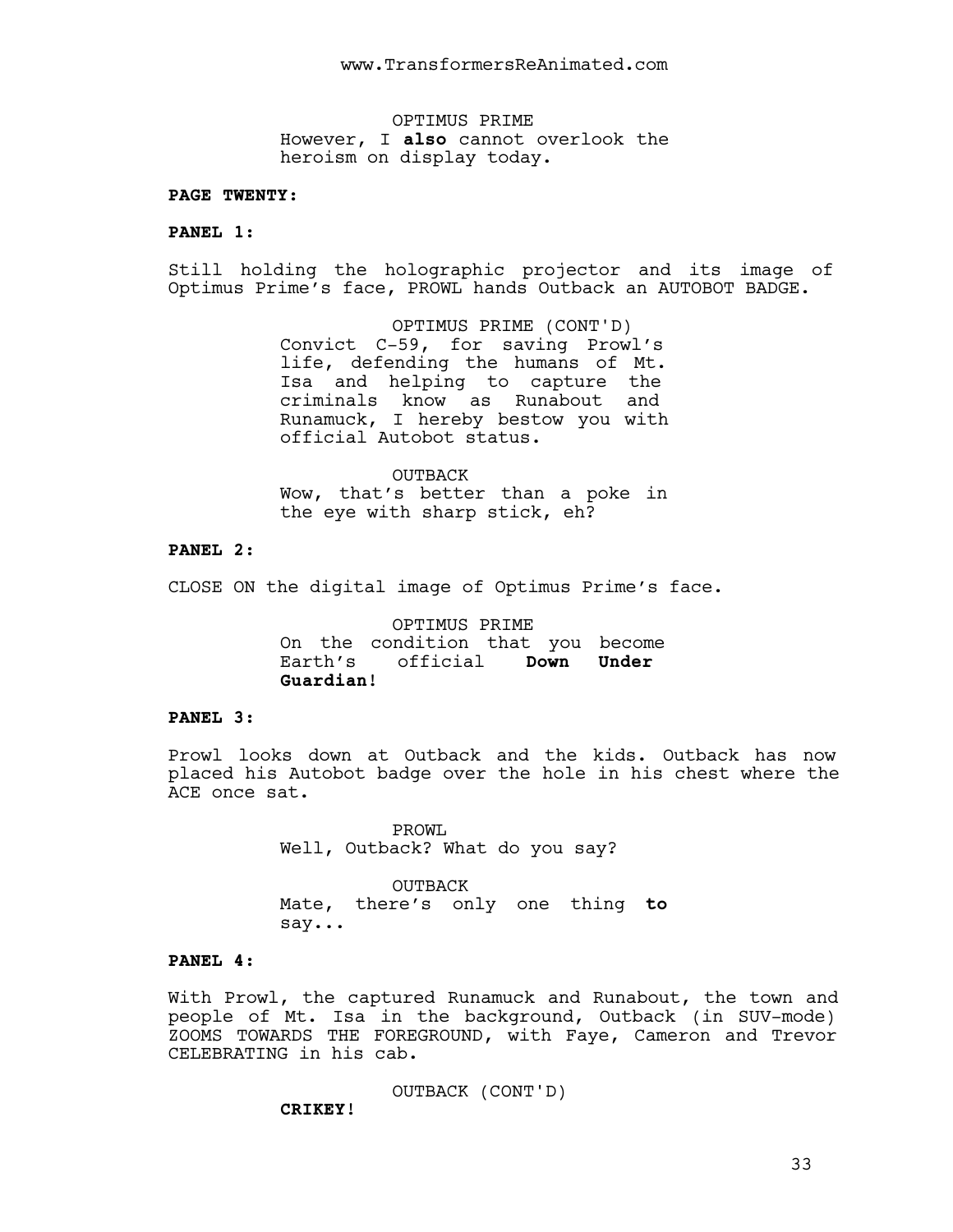OPTIMUS PRIME
However, I **also** cannot overlook the heroism on display today.

**PAGE TWENTY:**

**PANEL 1:**

Still holding the holographic projector and its image of Optimus Prime's face, PROWL hands Outback an AUTOBOT BADGE.

OPTIMUS PRIME (CONT'D)
Convict C-59, for saving Prowl's life, defending the humans of Mt. Isa and helping to capture the criminals know as Runabout and Runamuck, I hereby bestow you with official Autobot status.

OUTBACK
Wow, that's better than a poke in the eye with sharp stick, eh?

**PANEL 2:**

CLOSE ON the digital image of Optimus Prime's face.

OPTIMUS PRIME
On the condition that you become Earth's official **Down Under Guardian!**

**PANEL 3:**

Prowl looks down at Outback and the kids. Outback has now placed his Autobot badge over the hole in his chest where the ACE once sat.

PROWL
Well, Outback? What do you say?

OUTBACK
Mate, there's only one thing **to** say...

**PANEL 4:**

With Prowl, the captured Runamuck and Runabout, the town and people of Mt. Isa in the background, Outback (in SUV-mode) ZOOMS TOWARDS THE FOREGROUND, with Faye, Cameron and Trevor CELEBRATING in his cab.

OUTBACK (CONT'D)
**CRIKEY!**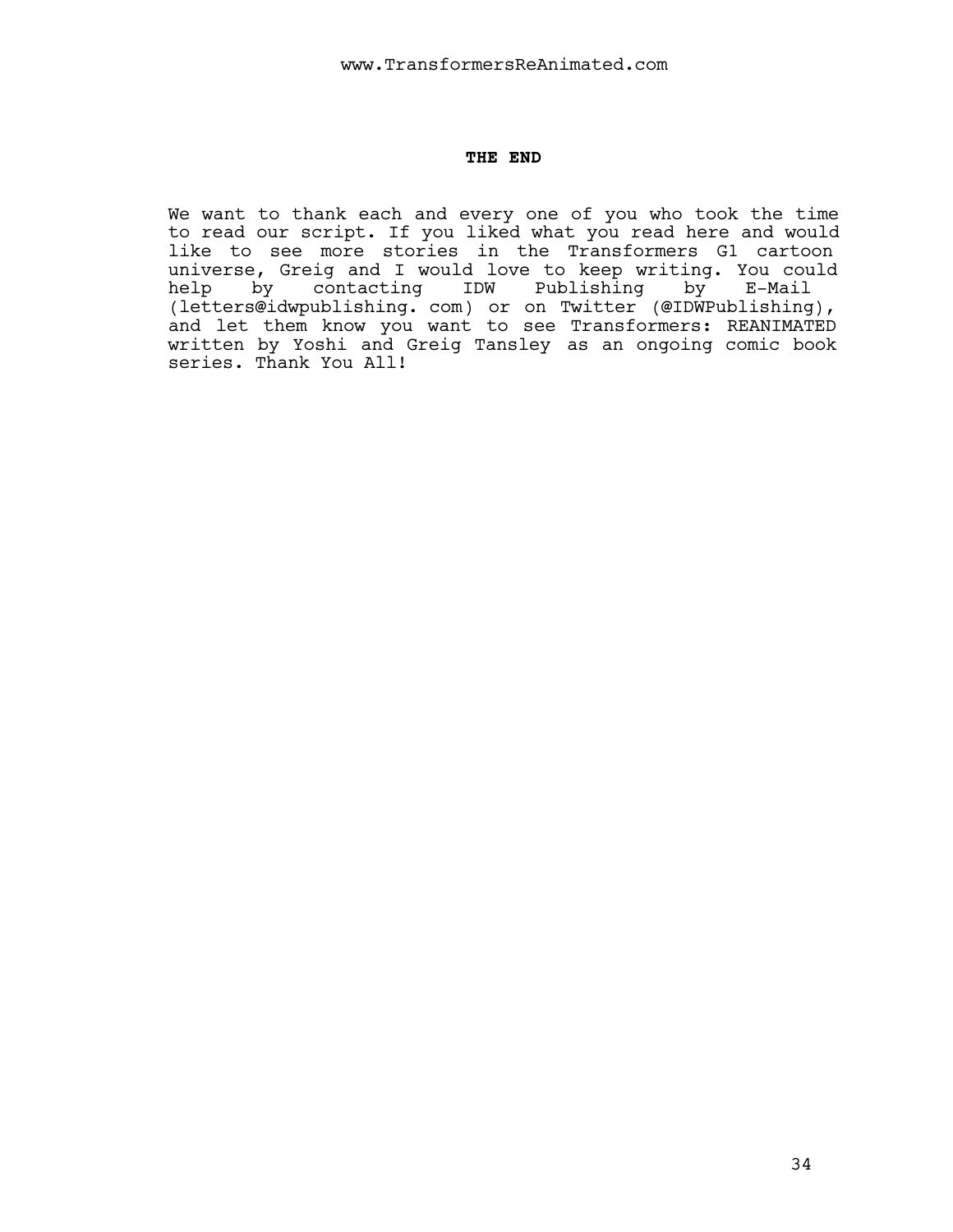**THE END**

We want to thank each and every one of you who took the time to read our script. If you liked what you read here and would like to see more stories in the Transformers G1 cartoon universe, Greig and I would love to keep writing. You could help by contacting IDW Publishing by E-Mail (letters@idwpublishing. com) or on Twitter (@IDWPublishing), and let them know you want to see Transformers: REANIMATED written by Yoshi and Greig Tansley as an ongoing comic book series. Thank You All!